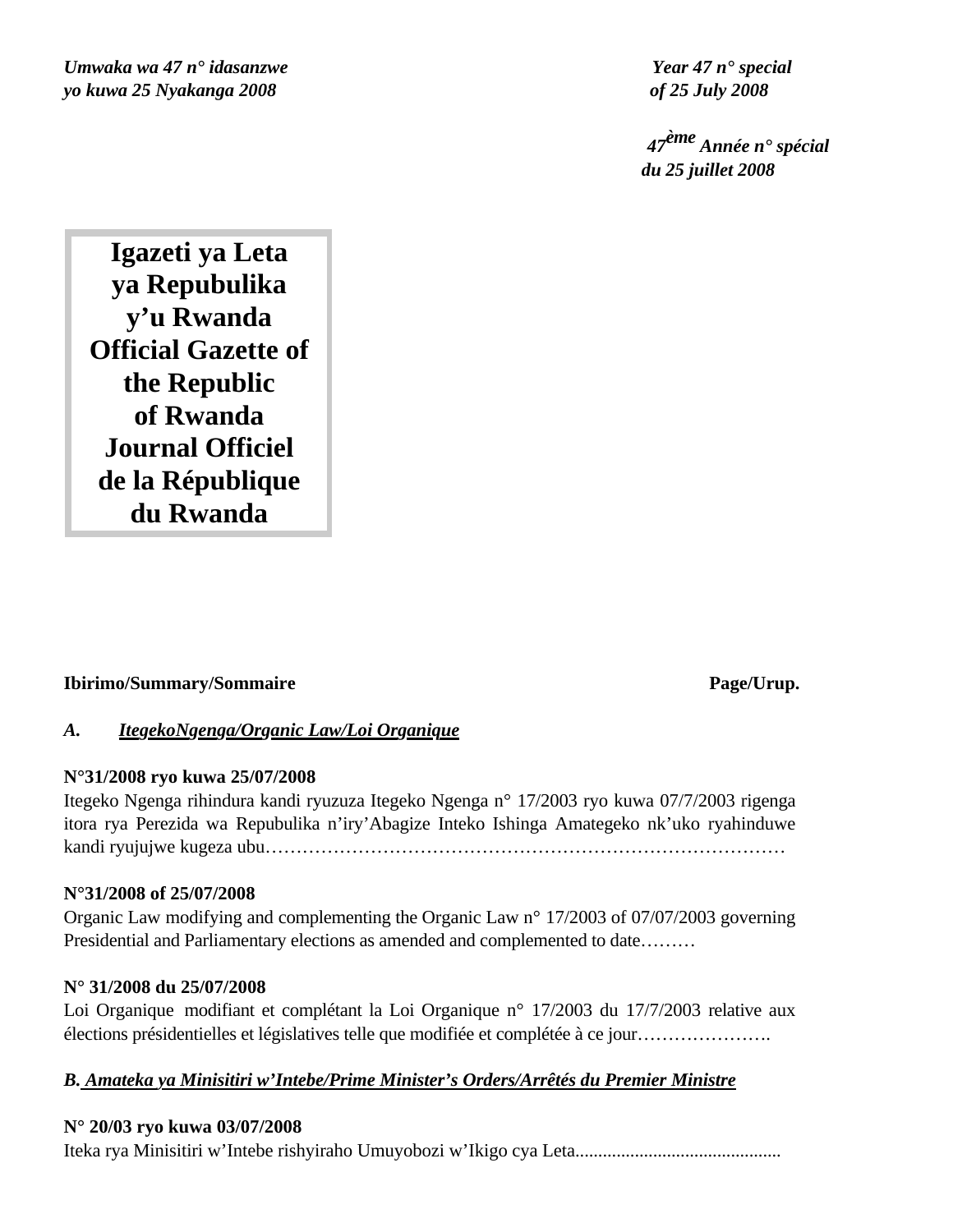*Umwaka wa 47 n° idasanzwe*
*yo kuwa 25 Nyakanga 2008*

*Year 47 n° special*
*of 25 July 2008*

*47ème Année n° spécial*
*du 25 juillet 2008*

# Igazeti ya Leta ya Repubulika y'u Rwanda
# Official Gazette of the Republic of Rwanda
# Journal Officiel de la République du Rwanda

**Ibirimo/Summary/Sommaire** **Page/Urup.**

***A. <u>ItegekoNgenga/Organic Law/Loi Organique</u>***

**N°31/2008 ryo kuwa 25/07/2008**
Itegeko Ngenga rihindura kandi ryuzuza Itegeko Ngenga n° 17/2003 ryo kuwa 07/7/2003 rigenga itora rya Perezida wa Repubulika n'iry'Abagize Inteko Ishinga Amategeko nk'uko ryahinduwe kandi ryujujwe kugeza ubu…………………………………………………………………………

**N°31/2008 of 25/07/2008**
Organic Law modifying and complementing the Organic Law n° 17/2003 of 07/07/2003 governing Presidential and Parliamentary elections as amended and complemented to date………

**N° 31/2008 du 25/07/2008**
Loi Organique modifiant et complétant la Loi Organique n° 17/2003 du 17/7/2003 relative aux élections présidentielles et législatives telle que modifiée et complétée à ce jour………………….

***B. <u>Amateka ya Minisitiri w'Intebe/Prime Minister's Orders/Arrêtés du Premier Ministre</u>***

**N° 20/03 ryo kuwa 03/07/2008**
Iteka rya Minisitiri w'Intebe rishyiraho Umuyobozi w'Ikigo cya Leta...........................................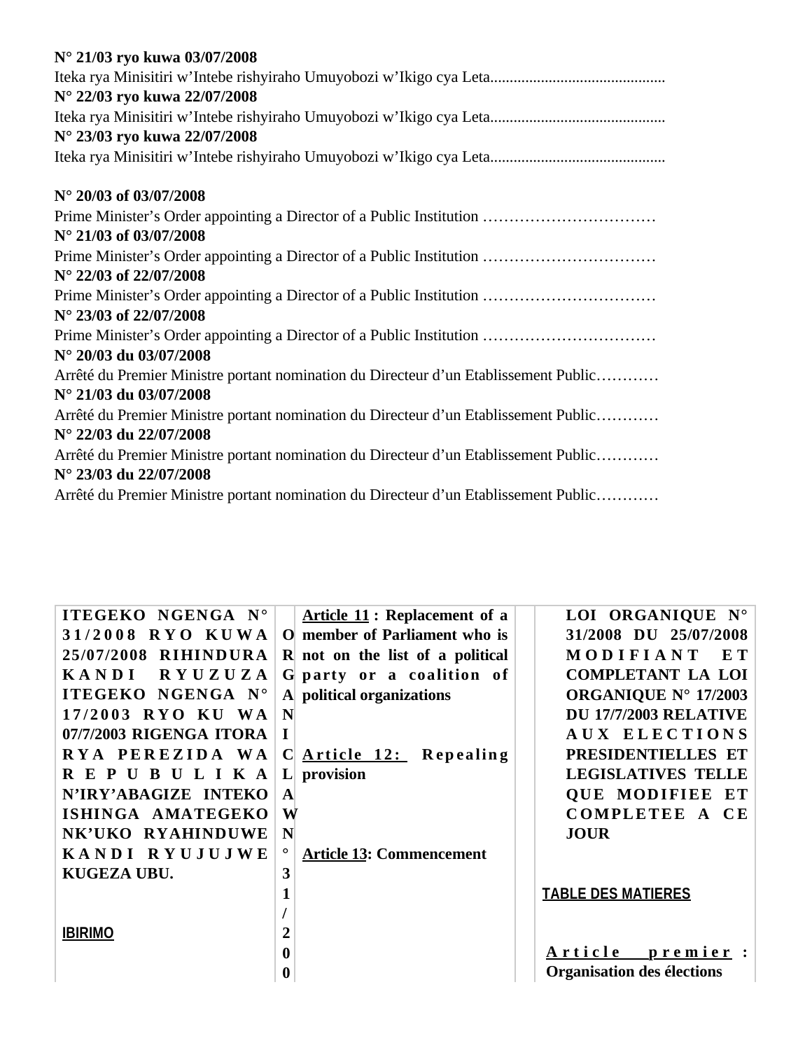**N° 21/03 ryo kuwa 03/07/2008**
Iteka rya Minisitiri w'Intebe rishyiraho Umuyobozi w'Ikigo cya Leta.............................................
**N° 22/03 ryo kuwa 22/07/2008**
Iteka rya Minisitiri w'Intebe rishyiraho Umuyobozi w'Ikigo cya Leta.............................................
**N° 23/03 ryo kuwa 22/07/2008**
Iteka rya Minisitiri w'Intebe rishyiraho Umuyobozi w'Ikigo cya Leta.............................................

**N° 20/03 of 03/07/2008**
Prime Minister's Order appointing a Director of a Public Institution ……………………………
**N° 21/03 of 03/07/2008**
Prime Minister's Order appointing a Director of a Public Institution ……………………………
**N° 22/03 of 22/07/2008**
Prime Minister's Order appointing a Director of a Public Institution ……………………………
**N° 23/03 of 22/07/2008**
Prime Minister's Order appointing a Director of a Public Institution ……………………………
**N° 20/03 du 03/07/2008**
Arrêté du Premier Ministre portant nomination du Directeur d'un Etablissement Public…………
**N° 21/03 du 03/07/2008**
Arrêté du Premier Ministre portant nomination du Directeur d'un Etablissement Public…………
**N° 22/03 du 22/07/2008**
Arrêté du Premier Ministre portant nomination du Directeur d'un Etablissement Public…………
**N° 23/03 du 22/07/2008**
Arrêté du Premier Ministre portant nomination du Directeur d'un Etablissement Public…………

**ITEGEKO NGENGA N° 31/2008 RYO KUWA 25/07/2008 RIHINDURA KANDI RYUZUZA ITEGEKO NGENGA N° 17/2003 RYO KU WA 07/7/2003 RIGENGA ITORA RYA PEREZIDA WA REPUBULIKA N'IRY'ABAGIZE INTEKO ISHINGA AMATEGEKO NK'UKO RYAHINDUWE KANDI RYUJUJWE KUGEZA UBU.**

**IBIRIMO**

**ORGANIC LAW N° 31/200**

**Article 11 : Replacement of a member of Parliament who is not on the list of a political party or a coalition of political organizations**

**Article 12: Repealing provision**

**Article 13: Commencement**

**LOI ORGANIQUE N° 31/2008 DU 25/07/2008 MODIFIANT ET COMPLETANT LA LOI ORGANIQUE N° 17/2003 DU 17/7/2003 RELATIVE AUX ELECTIONS PRESIDENTIELLES ET LEGISLATIVES TELLE QUE MODIFIEE ET COMPLETEE A CE JOUR**

**TABLE DES MATIERES**

**Article premier : Organisation des élections**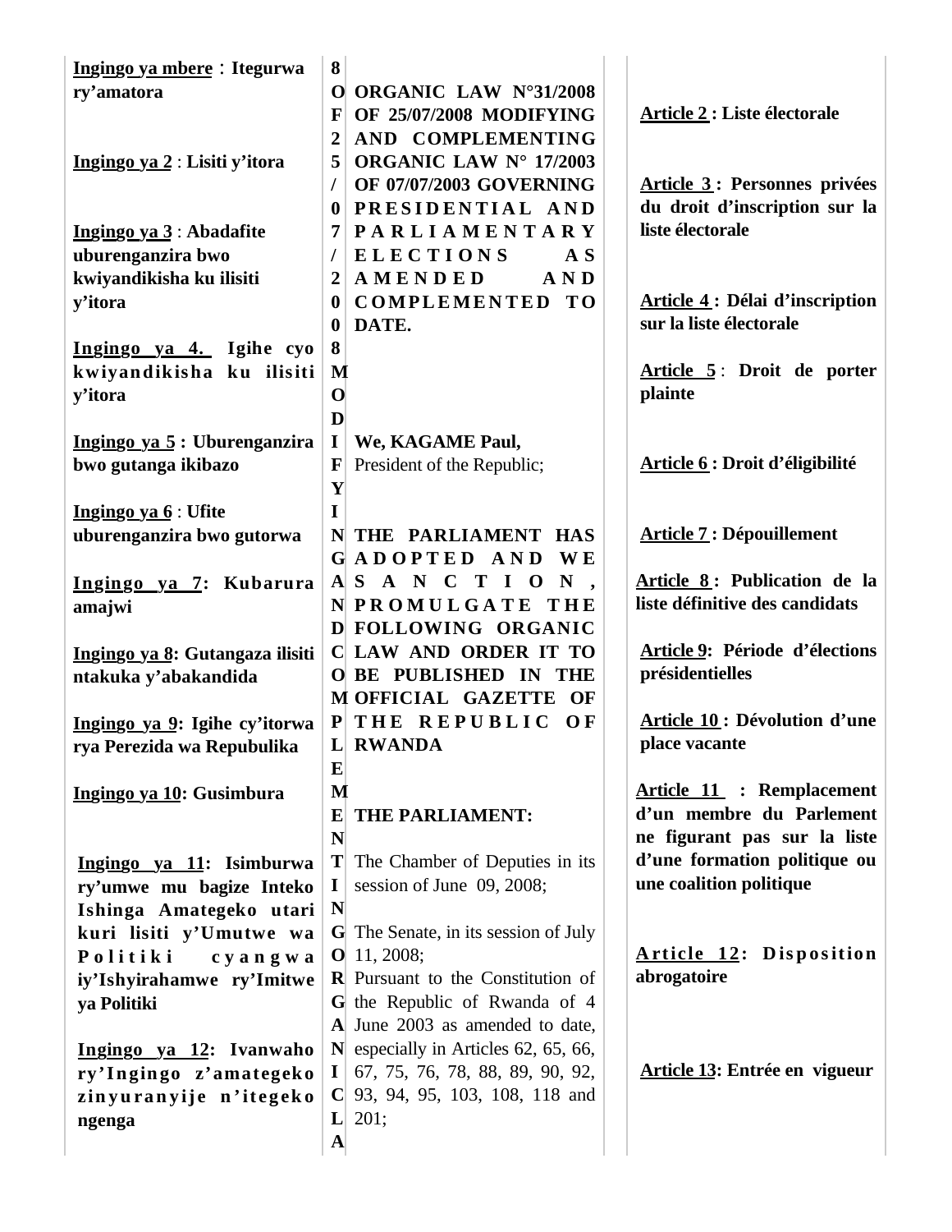8 OF 25/07/2008 MODIFYING AND COMPLEMENTING ORGANIC LA

<u>Ingingo ya mbere</u> : **Itegurwa ry'amatora**

<u>Ingingo ya 2</u> : **Lisiti y'itora**

<u>Ingingo ya 3</u> : **Abadafite uburenganzira bwo kwiyandikisha ku ilisiti y'itora**

<u>Ingingo ya 4.</u> **Igihe cyo kwiyandikisha ku ilisiti y'itora**

<u>Ingingo ya 5</u> **: Uburenganzira bwo gutanga ikibazo**

<u>Ingingo ya 6</u> : **Ufite uburenganzira bwo gutorwa**

<u>Ingingo ya 7</u>**: Kubarura amajwi**

<u>Ingingo ya 8</u>**: Gutangaza ilisiti ntakuka y'abakandida**

<u>Ingingo ya 9</u>**: Igihe cy'itorwa rya Perezida wa Repubulika**

<u>Ingingo ya 10</u>**: Gusimbura**

<u>Ingingo ya 11</u>**: Isimburwa ry'umwe mu bagize Inteko Ishinga Amategeko utari kuri lisiti y'Umutwe wa Politiki cyangwa iy'Ishyirahamwe ry'Imitwe ya Politiki**

<u>Ingingo ya 12</u>**: Ivanwaho ry'Ingingo z'amategeko zinyuranyije n'itegeko ngenga**

**ORGANIC LAW N°31/2008 OF 25/07/2008 MODIFYING AND COMPLEMENTING ORGANIC LAW N° 17/2003 OF 07/07/2003 GOVERNING PRESIDENTIAL AND PARLIAMENTARY ELECTIONS AS AMENDED AND COMPLEMENTED TO DATE.**

**We, KAGAME Paul,**
President of the Republic;

**THE PARLIAMENT HAS ADOPTED AND WE SANCTION, PROMULGATE THE FOLLOWING ORGANIC LAW AND ORDER IT TO BE PUBLISHED IN THE OFFICIAL GAZETTE OF THE REPUBLIC OF RWANDA**

**THE PARLIAMENT:**

The Chamber of Deputies in its session of June 09, 2008;

The Senate, in its session of July 11, 2008;

Pursuant to the Constitution of the Republic of Rwanda of 4 June 2003 as amended to date, especially in Articles 62, 65, 66, 67, 75, 76, 78, 88, 89, 90, 92, 93, 94, 95, 103, 108, 118 and 201;

<u>Article 2</u> **: Liste électorale**

<u>Article 3</u> **: Personnes privées du droit d'inscription sur la liste électorale**

<u>Article 4</u> **: Délai d'inscription sur la liste électorale**

<u>Article 5</u> : **Droit de porter plainte**

<u>Article 6</u> **: Droit d'éligibilité**

<u>Article 7</u> **: Dépouillement**

<u>Article 8</u> **: Publication de la liste définitive des candidats**

<u>Article 9</u>**: Période d'élections présidentielles**

<u>Article 10</u> **: Dévolution d'une place vacante**

<u>Article 11</u> **: Remplacement d'un membre du Parlement ne figurant pas sur la liste d'une formation politique ou une coalition politique**

<u>Article 12</u>**: Disposition abrogatoire**

<u>Article 13</u>**: Entrée en vigueur**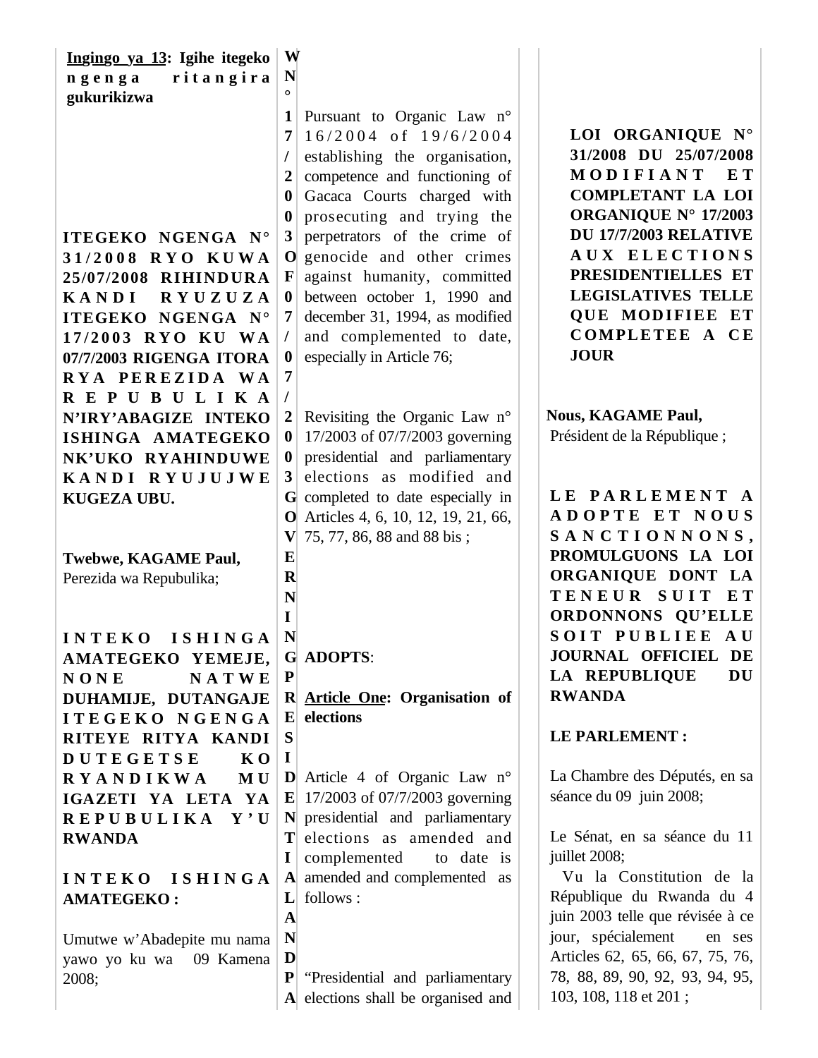**Ingingo ya 13: Igihe itegeko ngenga ritangira gukurikizwa**

**ITEGEKO NGENGA N° 31/2008 RYO KUWA 25/07/2008 RIHINDURA KANDI RYUZUZA ITEGEKO NGENGA N° 17/2003 RYO KU WA 07/7/2003 RIGENGA ITORA RYA PEREZIDA WA REPUBULIKA N'IRY'ABAGIZE INTEKO ISHINGA AMATEGEKO NK'UKO RYAHINDUWE KANDI RYUJUJWE KUGEZA UBU.**

**Twebwe, KAGAME Paul,**
Perezida wa Repubulika;

**INTEKO ISHINGA AMATEGEKO YEMEJE, NONE NATWE DUHAMIJE, DUTANGAJE ITEGEKO NGENGA RITEYE RITYA KANDI DUTEGETSE KO RYANDIKWA MU IGAZETI YA LETA YA REPUBULIKA Y'U RWANDA**

**INTEKO ISHINGA AMATEGEKO :**

Umutwe w'Abadepite mu nama yawo yo ku wa 09 Kamena 2008;

**WN° 17/2003 OF 07/7/2003 GOVERNING PRESIDENTIAL AND PA**

Pursuant to Organic Law n° 16/2004 of 19/6/2004 establishing the organisation, competence and functioning of Gacaca Courts charged with prosecuting and trying the perpetrators of the crime of genocide and other crimes against humanity, committed between october 1, 1990 and december 31, 1994, as modified and complemented to date, especially in Article 76;

Revisiting the Organic Law n° 17/2003 of 07/7/2003 governing presidential and parliamentary elections as modified and completed to date especially in Articles 4, 6, 10, 12, 19, 21, 66, 75, 77, 86, 88 and 88 bis ;

**ADOPTS**:

**Article One: Organisation of elections**

Article 4 of Organic Law n° 17/2003 of 07/7/2003 governing presidential and parliamentary elections as amended and complemented to date is amended and complemented as follows :

"Presidential and parliamentary elections shall be organised and

**LOI ORGANIQUE N° 31/2008 DU 25/07/2008 MODIFIANT ET COMPLETANT LA LOI ORGANIQUE N° 17/2003 DU 17/7/2003 RELATIVE AUX ELECTIONS PRESIDENTIELLES ET LEGISLATIVES TELLE QUE MODIFIEE ET COMPLETEE A CE JOUR**

**Nous, KAGAME Paul,**
Président de la République ;

**LE PARLEMENT A ADOPTE ET NOUS SANCTIONNONS, PROMULGUONS LA LOI ORGANIQUE DONT LA TENEUR SUIT ET ORDONNONS QU'ELLE SOIT PUBLIEE AU JOURNAL OFFICIEL DE LA REPUBLIQUE DU RWANDA**

**LE PARLEMENT :**

La Chambre des Députés, en sa séance du 09 juin 2008;

Le Sénat, en sa séance du 11 juillet 2008;

Vu la Constitution de la République du Rwanda du 4 juin 2003 telle que révisée à ce jour, spécialement en ses Articles 62, 65, 66, 67, 75, 76, 78, 88, 89, 90, 92, 93, 94, 95, 103, 108, 118 et 201 ;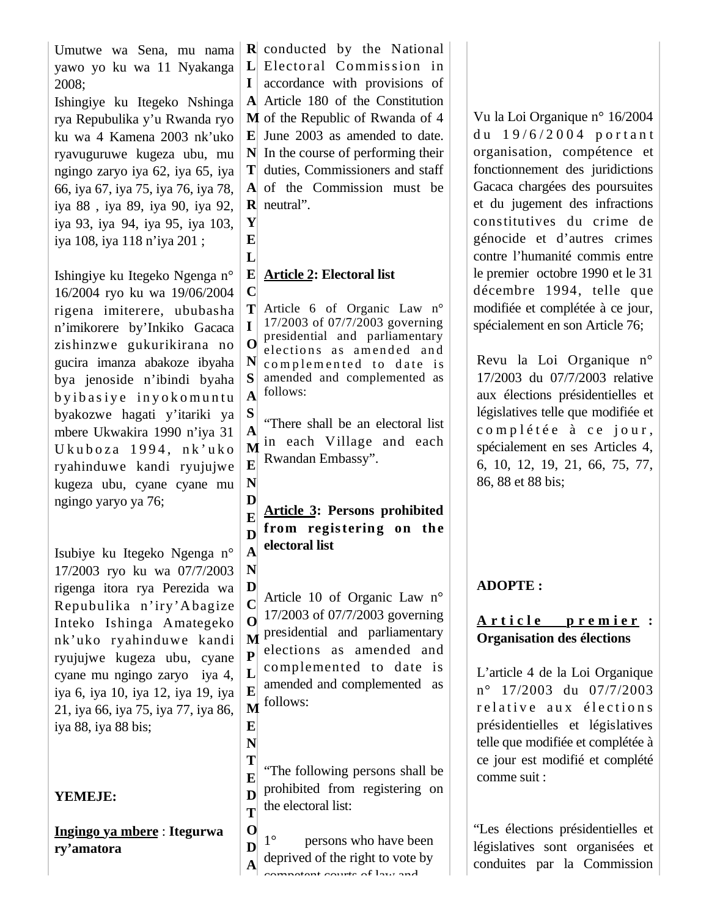Umutwe wa Sena, mu nama yawo yo ku wa 11 Nyakanga 2008;

Ishingiye ku Itegeko Nshinga rya Repubulika y'u Rwanda ryo ku wa 4 Kamena 2003 nk'uko ryavuguruwe kugeza ubu, mu ngingo zaryo iya 62, iya 65, iya 66, iya 67, iya 75, iya 76, iya 78, iya 88 , iya 89, iya 90, iya 92, iya 93, iya 94, iya 95, iya 103, iya 108, iya 118 n'iya 201 ;

Ishingiye ku Itegeko Ngenga n° 16/2004 ryo ku wa 19/06/2004 rigena imiterere, ububasha n'imikorere by'Inkiko Gacaca zishinzwe gukurikirana no gucira imanza abakoze ibyaha bya jenoside n'ibindi byaha byibasiye inyokomuntu byakozwe hagati y'itariki ya mbere Ukwakira 1990 n'iya 31 Ukuboza 1994, nk'uko ryahinduwe kandi ryujujwe kugeza ubu, cyane cyane mu ngingo yaryo ya 76;

Isubiye ku Itegeko Ngenga n° 17/2003 ryo ku wa 07/7/2003 rigenga itora rya Perezida wa Repubulika n'iry'Abagize Inteko Ishinga Amategeko nk'uko ryahinduwe kandi ryujujwe kugeza ubu, cyane cyane mu ngingo zaryo iya 4, iya 6, iya 10, iya 12, iya 19, iya 21, iya 66, iya 75, iya 77, iya 86, iya 88, iya 88 bis;

**YEMEJE:**

**Ingingo ya mbere : Itegurwa ry'amatora**

RLIAMENTARY ELECTIONS AS AMENDED AND COMPLEMENTED TO DA

conducted by the National Electoral Commission in accordance with provisions of Article 180 of the Constitution of the Republic of Rwanda of 4 June 2003 as amended to date. In the course of performing their duties, Commissioners and staff of the Commission must be neutral".

**Article 2: Electoral list**

Article 6 of Organic Law n° 17/2003 of 07/7/2003 governing presidential and parliamentary elections as amended and complemented to date is amended and complemented as follows:

"There shall be an electoral list in each Village and each Rwandan Embassy".

**Article 3: Persons prohibited from registering on the electoral list**

Article 10 of Organic Law n° 17/2003 of 07/7/2003 governing presidential and parliamentary elections as amended and complemented to date is amended and complemented as follows:

"The following persons shall be prohibited from registering on the electoral list:

1° persons who have been deprived of the right to vote by competent courts of law and

Vu la Loi Organique n° 16/2004 du 19/6/2004 portant organisation, compétence et fonctionnement des juridictions Gacaca chargées des poursuites et du jugement des infractions constitutives du crime de génocide et d'autres crimes contre l'humanité commis entre le premier octobre 1990 et le 31 décembre 1994, telle que modifiée et complétée à ce jour, spécialement en son Article 76;

Revu la Loi Organique n° 17/2003 du 07/7/2003 relative aux élections présidentielles et législatives telle que modifiée et complétée à ce jour, spécialement en ses Articles 4, 6, 10, 12, 19, 21, 66, 75, 77, 86, 88 et 88 bis;

**ADOPTE :**

**Article premier : Organisation des élections**

L'article 4 de la Loi Organique n° 17/2003 du 07/7/2003 relative aux élections présidentielles et législatives telle que modifiée et complétée à ce jour est modifié et complété comme suit :

"Les élections présidentielles et législatives sont organisées et conduites par la Commission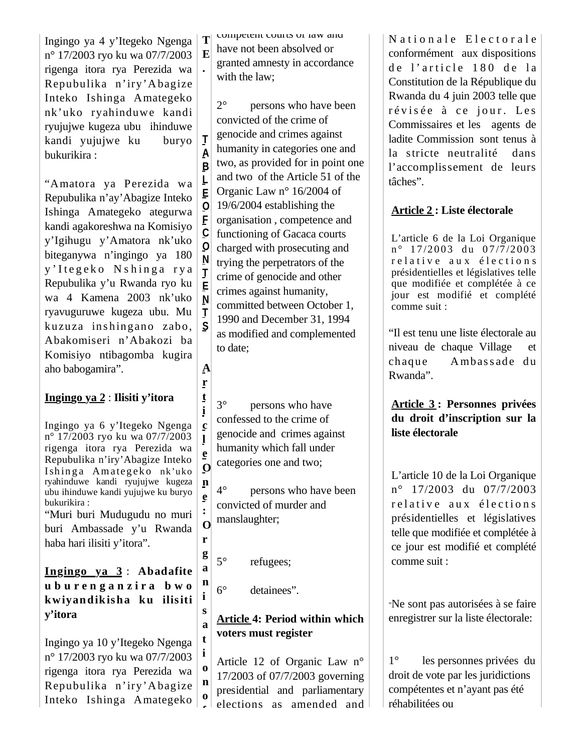Ingingo ya 4 y'Itegeko Ngenga n° 17/2003 ryo ku wa 07/7/2003 rigenga itora rya Perezida wa Repubulika n'iry'Abagize Inteko Ishinga Amategeko nk'uko ryahinduwe kandi ryujujwe kugeza ubu ihinduwe kandi yujujwe ku buryo bukurikira :

"Amatora ya Perezida wa Repubulika n'ay'Abagize Inteko Ishinga Amategeko ategurwa kandi agakoreshwa na Komisiyo y'Igihugu y'Amatora nk'uko biteganywa n'ingingo ya 180 y'Itegeko Nshinga rya Repubulika y'u Rwanda ryo ku wa 4 Kamena 2003 nk'uko ryavuguruwe kugeza ubu. Mu kuzuza inshingano zabo, Abakomiseri n'Abakozi ba Komisiyo ntibagomba kugira aho babogamira".

**Ingingo ya 2** : **Ilisiti y'itora**

Ingingo ya 6 y'Itegeko Ngenga n° 17/2003 ryo ku wa 07/7/2003 rigenga itora rya Perezida wa Repubulika n'iry'Abagize Inteko Ishinga Amategeko nk'uko ryahinduwe kandi ryujujwe kugeza ubu ihinduwe kandi yujujwe ku buryo bukurikira :

"Muri buri Mudugudu no muri buri Ambassade y'u Rwanda haba hari ilisiti y'itora".

**Ingingo ya 3** : **Abadafite uburenganzira bwo kwiyandikisha ku ilisiti y'itora**

Ingingo ya 10 y'Itegeko Ngenga n° 17/2003 ryo ku wa 07/7/2003 rigenga itora rya Perezida wa Repubulika n'iry'Abagize Inteko Ishinga Amategeko

competent courts of law and have not been absolved or granted amnesty in accordance with the law;

2° persons who have been convicted of the crime of genocide and crimes against humanity in categories one and two, as provided for in point one and two of the Article 51 of the Organic Law n° 16/2004 of 19/6/2004 establishing the organisation , competence and functioning of Gacaca courts charged with prosecuting and trying the perpetrators of the crime of genocide and other crimes against humanity, committed between October 1, 1990 and December 31, 1994 as modified and complemented to date;

3° persons who have confessed to the crime of genocide and crimes against humanity which fall under categories one and two;

4° persons who have been convicted of murder and manslaughter;

5° refugees;

6° detainees".

**Article 4: Period within which voters must register**

Article 12 of Organic Law n° 17/2003 of 07/7/2003 governing presidential and parliamentary elections as amended and

Nationale Electorale conformément aux dispositions de l'article 180 de la Constitution de la République du Rwanda du 4 juin 2003 telle que révisée à ce jour. Les Commissaires et les agents de ladite Commission sont tenus à la stricte neutralité dans l'accomplissement de leurs tâches".

**Article 2 : Liste électorale**

L'article 6 de la Loi Organique n° 17/2003 du 07/7/2003 relative aux élections présidentielles et législatives telle que modifiée et complétée à ce jour est modifié et complété comme suit :

"Il est tenu une liste électorale au niveau de chaque Village et chaque Ambassade du Rwanda".

**Article 3 : Personnes privées du droit d'inscription sur la liste électorale**

L'article 10 de la Loi Organique n° 17/2003 du 07/7/2003 relative aux élections présidentielles et législatives telle que modifiée et complétée à ce jour est modifié et complété comme suit :

"Ne sont pas autorisées à se faire enregistrer sur la liste électorale:

1° les personnes privées du droit de vote par les juridictions compétentes et n'ayant pas été réhabilitées ou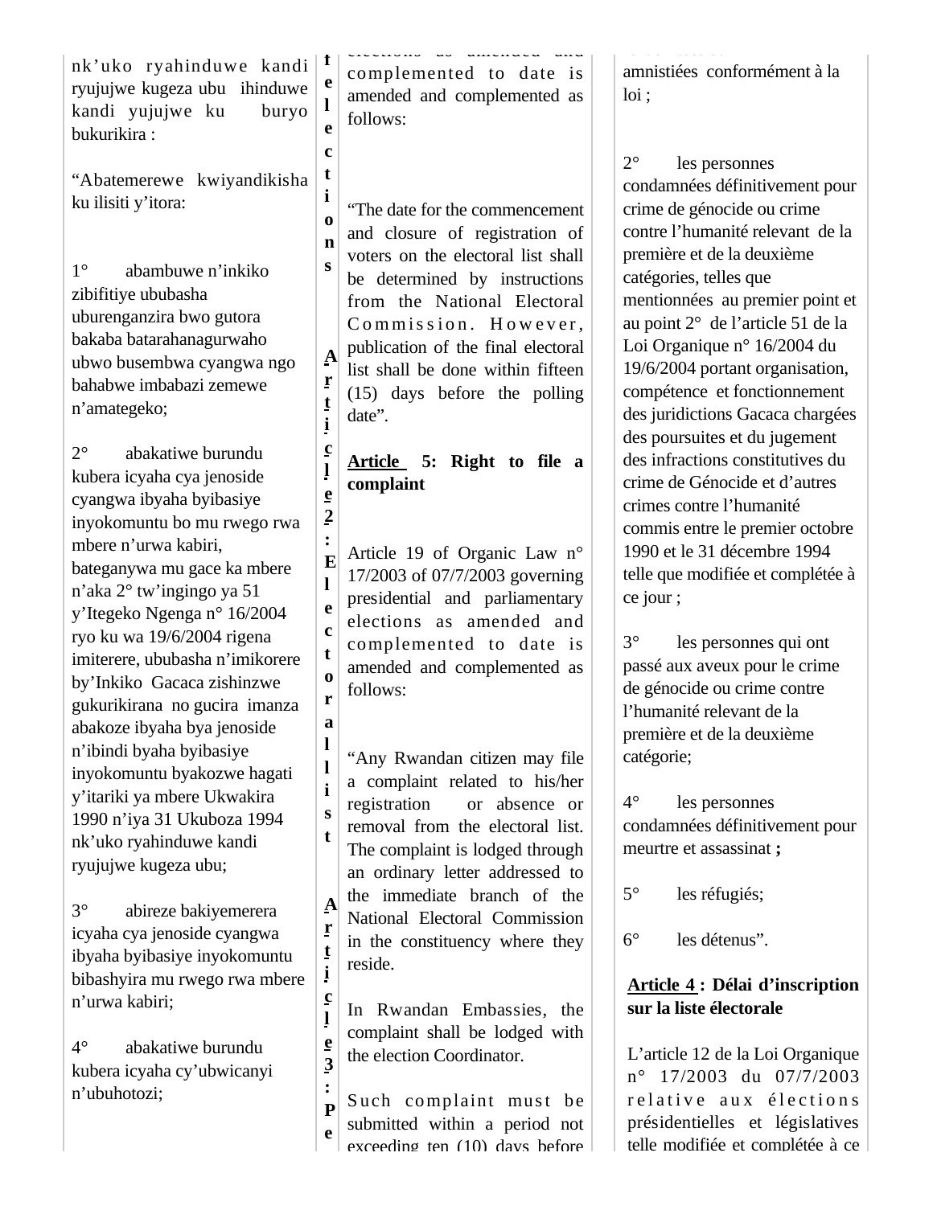nk'uko ryahinduwe kandi ryujujwe kugeza ubu ihinduwe kandi yujujwe ku buryo bukurikira :

"Abatemerewe kwiyandikisha ku ilisiti y'itora:

1° abambuwe n'inkiko zibifitiye ububasha uburenganzira bwo gutora bakaba batarahanagurwaho ubwo busembwa cyangwa ngo bahabwe imbabazi zemewe n'amategeko;

2° abakatiwe burundu kubera icyaha cya jenoside cyangwa ibyaha byibasiye inyokomuntu bo mu rwego rwa mbere n'urwa kabiri, bateganywa mu gace ka mbere n'aka 2° tw'ingingo ya 51 y'Itegeko Ngenga n° 16/2004 ryo ku wa 19/6/2004 rigena imiterere, ububasha n'imikorere by'Inkiko Gacaca zishinzwe gukurikirana no gucira imanza abakoze ibyaha bya jenoside n'ibindi byaha byibasiye inyokomuntu byakozwe hagati y'itariki ya mbere Ukwakira 1990 n'iya 31 Ukuboza 1994 nk'uko ryahinduwe kandi ryujujwe kugeza ubu;

3° abireze bakiyemerera icyaha cya jenoside cyangwa ibyaha byibasiye inyokomuntu bibashyira mu rwego rwa mbere n'urwa kabiri;

4° abakatiwe burundu kubera icyaha cy'ubwicanyi n'ubuhotozi;

elections as amended and complemented to date is amended and complemented as follows:

"The date for the commencement and closure of registration of voters on the electoral list shall be determined by instructions from the National Electoral Commission. However, publication of the final electoral list shall be done within fifteen (15) days before the polling date".

**Article 5: Right to file a complaint**

Article 19 of Organic Law n° 17/2003 of 07/7/2003 governing presidential and parliamentary elections as amended and complemented to date is amended and complemented as follows:

"Any Rwandan citizen may file a complaint related to his/her registration or absence or removal from the electoral list. The complaint is lodged through an ordinary letter addressed to the immediate branch of the National Electoral Commission in the constituency where they reside.

In Rwandan Embassies, the complaint shall be lodged with the election Coordinator.

Such complaint must be submitted within a period not exceeding ten (10) days before

amnistiées conformément à la loi ;

2° les personnes condamnées définitivement pour crime de génocide ou crime contre l'humanité relevant de la première et de la deuxième catégories, telles que mentionnées au premier point et au point 2° de l'article 51 de la Loi Organique n° 16/2004 du 19/6/2004 portant organisation, compétence et fonctionnement des juridictions Gacaca chargées des poursuites et du jugement des infractions constitutives du crime de Génocide et d'autres crimes contre l'humanité commis entre le premier octobre 1990 et le 31 décembre 1994 telle que modifiée et complétée à ce jour ;

3° les personnes qui ont passé aux aveux pour le crime de génocide ou crime contre l'humanité relevant de la première et de la deuxième catégorie;

4° les personnes condamnées définitivement pour meurtre et assassinat **;**

5° les réfugiés;

6° les détenus".

**Article 4 : Délai d'inscription sur la liste électorale**

L'article 12 de la Loi Organique n° 17/2003 du 07/7/2003 relative aux élections présidentielles et législatives telle modifiée et complétée à ce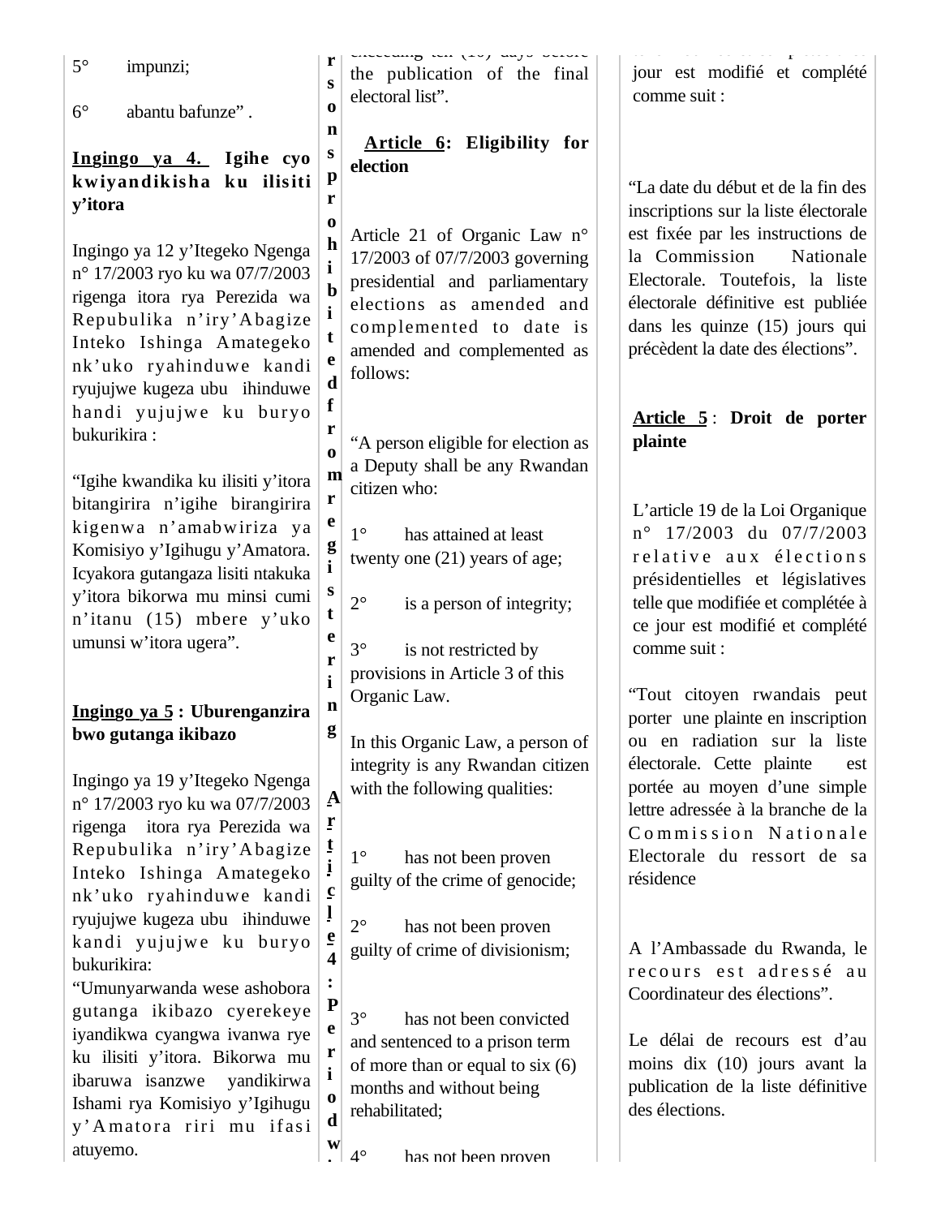5° impunzi;

6° abantu bafunze" .

**Ingingo ya 4. Igihe cyo kwiyandikisha ku ilisiti y'itora**

Ingingo ya 12 y'Itegeko Ngenga n° 17/2003 ryo ku wa 07/7/2003 rigenga itora rya Perezida wa Repubulika n'iry'Abagize Inteko Ishinga Amategeko nk'uko ryahinduwe kandi ryujujwe kugeza ubu ihinduwe handi yujujwe ku buryo bukurikira :

"Igihe kwandika ku ilisiti y'itora bitangirira n'igihe birangirira kigenwa n'amabwiriza ya Komisiyo y'Igihugu y'Amatora. Icyakora gutangaza lisiti ntakuka y'itora bikorwa mu minsi cumi n'itanu (15) mbere y'uko umunsi w'itora ugera".

**Ingingo ya 5 : Uburenganzira bwo gutanga ikibazo**

Ingingo ya 19 y'Itegeko Ngenga n° 17/2003 ryo ku wa 07/7/2003 rigenga itora rya Perezida wa Repubulika n'iry'Abagize Inteko Ishinga Amategeko nk'uko ryahinduwe kandi ryujujwe kugeza ubu ihinduwe kandi yujujwe ku buryo bukurikira:

"Umunyarwanda wese ashobora gutanga ikibazo cyerekeye iyandikwa cyangwa ivanwa rye ku ilisiti y'itora. Bikorwa mu ibaruwa isanzwe yandikirwa Ishami rya Komisiyo y'Igihugu y'Amatora riri mu ifasi atuyemo.

rsons prohibited from registering

**Article 4: Period w**

exceeding ten (10) days before the publication of the final electoral list".

**Article 6: Eligibility for election**

Article 21 of Organic Law n° 17/2003 of 07/7/2003 governing presidential and parliamentary elections as amended and complemented to date is amended and complemented as follows:

"A person eligible for election as a Deputy shall be any Rwandan citizen who:

1° has attained at least twenty one (21) years of age;

2° is a person of integrity;

3° is not restricted by provisions in Article 3 of this Organic Law.

In this Organic Law, a person of integrity is any Rwandan citizen with the following qualities:

1° has not been proven guilty of the crime of genocide;

2° has not been proven guilty of crime of divisionism;

3° has not been convicted and sentenced to a prison term of more than or equal to six (6) months and without being rehabilitated;

4° has not been proven

jour est modifié et complété comme suit :

"La date du début et de la fin des inscriptions sur la liste électorale est fixée par les instructions de la Commission Nationale Electorale. Toutefois, la liste électorale définitive est publiée dans les quinze (15) jours qui précèdent la date des élections".

**Article 5 : Droit de porter plainte**

L'article 19 de la Loi Organique n° 17/2003 du 07/7/2003 relative aux élections présidentielles et législatives telle que modifiée et complétée à ce jour est modifié et complété comme suit :

"Tout citoyen rwandais peut porter une plainte en inscription ou en radiation sur la liste électorale. Cette plainte est portée au moyen d'une simple lettre adressée à la branche de la Commission Nationale Electorale du ressort de sa résidence

A l'Ambassade du Rwanda, le recours est adressé au Coordinateur des élections".

Le délai de recours est d'au moins dix (10) jours avant la publication de la liste définitive des élections.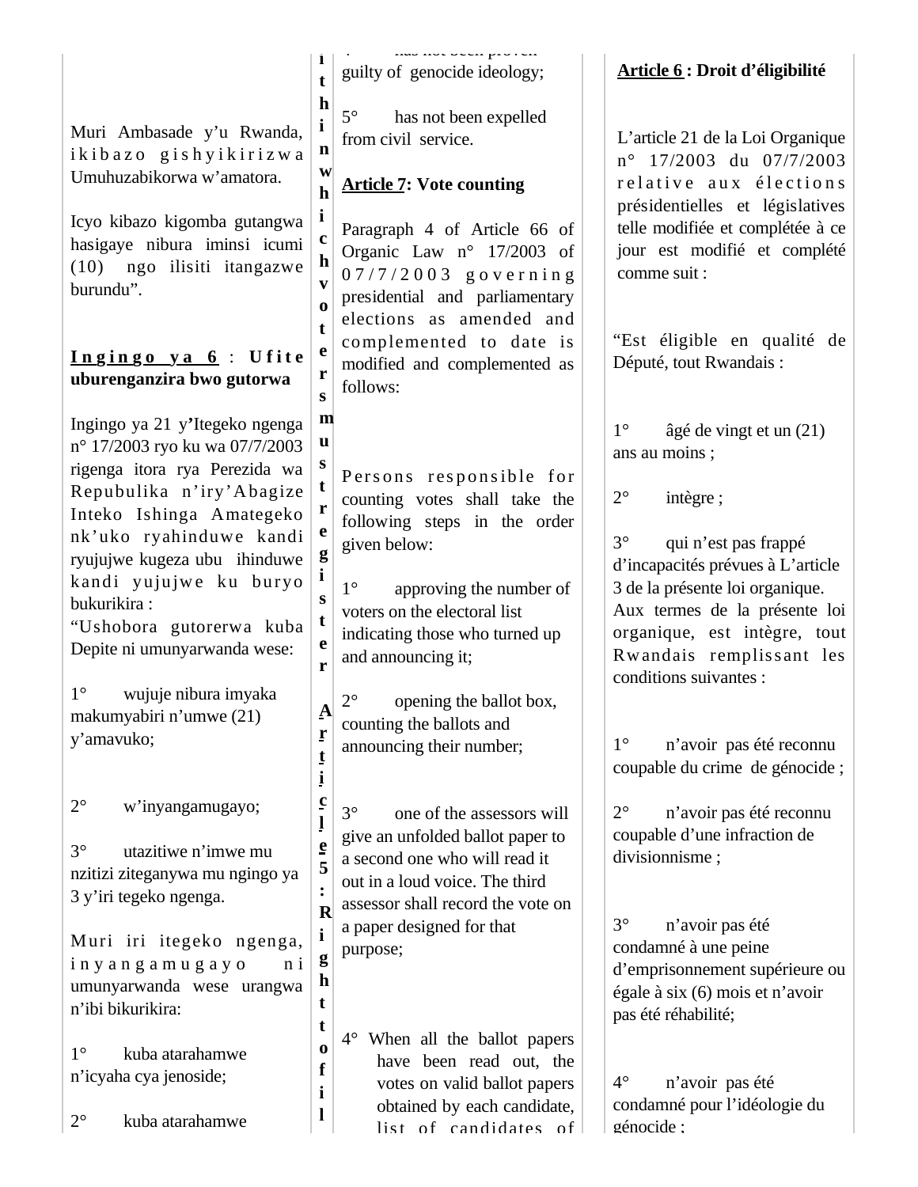Muri Ambasade y'u Rwanda, ikibazo gishyikirizwa Umuhuzabikorwa w'amatora.

Icyo kibazo kigomba gutangwa hasigaye nibura iminsi icumi (10) ngo ilisiti itangazwe burundu".

**Ingingo ya 6 : Ufite uburenganzira bwo gutorwa**

Ingingo ya 21 y'Itegeko ngenga n° 17/2003 ryo ku wa 07/7/2003 rigenga itora rya Perezida wa Repubulika n'iry'Abagize Inteko Ishinga Amategeko nk'uko ryahinduwe kandi ryujujwe kugeza ubu ihinduwe kandi yujujwe ku buryo bukurikira :

"Ushobora gutorerwa kuba Depite ni umunyarwanda wese:

1° wujuje nibura imyaka makumyabiri n'umwe (21) y'amavuko;

2° w'inyangamugayo;

3° utazitiwe n'imwe mu nzitizi ziteganywa mu ngingo ya 3 y'iri tegeko ngenga.

Muri iri itegeko ngenga, inyangamugayo ni umunyarwanda wese urangwa n'ibi bikurikira:

1° kuba atarahamwe n'icyaha cya jenoside;

2° kuba atarahamwe

---

i t h i n w h i c h v o t e r s m u s t r e g i s t e r

**Article 5: Right to fil**

---

4° has not been proven guilty of genocide ideology;

5° has not been expelled from civil service.

**Article 7: Vote counting**

Paragraph 4 of Article 66 of Organic Law n° 17/2003 of 07/7/2003 governing presidential and parliamentary elections as amended and complemented to date is modified and complemented as follows:

Persons responsible for counting votes shall take the following steps in the order given below:

1° approving the number of voters on the electoral list indicating those who turned up and announcing it;

2° opening the ballot box, counting the ballots and announcing their number;

3° one of the assessors will give an unfolded ballot paper to a second one who will read it out in a loud voice. The third assessor shall record the vote on a paper designed for that purpose;

4° When all the ballot papers have been read out, the votes on valid ballot papers obtained by each candidate, list of candidates of

---

**Article 6 : Droit d'éligibilité**

L'article 21 de la Loi Organique n° 17/2003 du 07/7/2003 relative aux élections présidentielles et législatives telle modifiée et complétée à ce jour est modifié et complété comme suit :

"Est éligible en qualité de Député, tout Rwandais :

1° âgé de vingt et un (21) ans au moins ;

2° intègre ;

3° qui n'est pas frappé d'incapacités prévues à L'article 3 de la présente loi organique.

Aux termes de la présente loi organique, est intègre, tout Rwandais remplissant les conditions suivantes :

1° n'avoir pas été reconnu coupable du crime de génocide ;

2° n'avoir pas été reconnu coupable d'une infraction de divisionnisme ;

3° n'avoir pas été condamné à une peine d'emprisonnement supérieure ou égale à six (6) mois et n'avoir pas été réhabilité;

4° n'avoir pas été condamné pour l'idéologie du génocide ;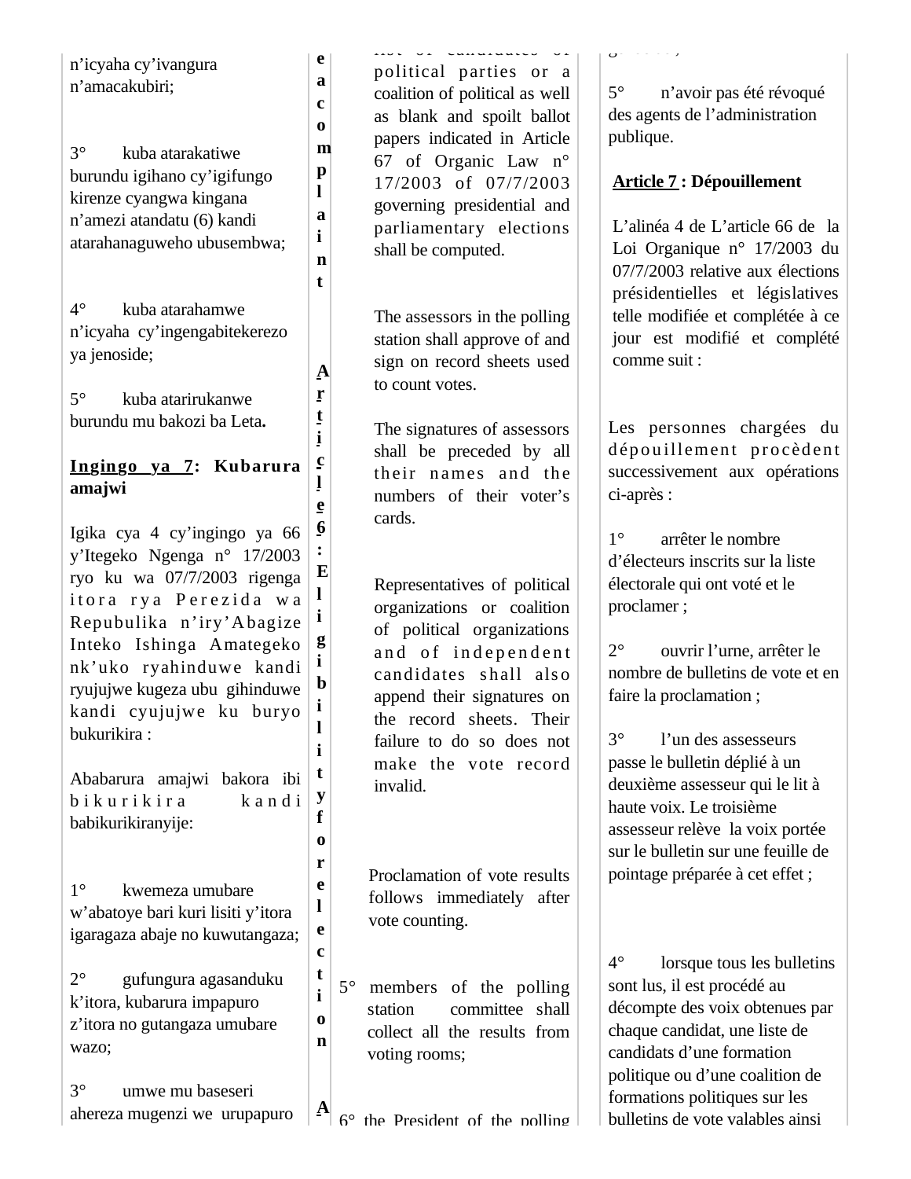n'icyaha cy'ivangura n'amacakubiri;

3° kuba atarakatiwe burundu igihano cy'igifungo kirenze cyangwa kingana n'amezi atandatu (6) kandi atarahanaguweho ubusembwa;

4° kuba atarahamwe n'icyaha cy'ingengabitekerezo ya jenoside;

5° kuba atarirukanwe burundu mu bakozi ba Leta.

**Ingingo ya 7: Kubarura amajwi**

Igika cya 4 cy'ingingo ya 66 y'Itegeko Ngenga n° 17/2003 ryo ku wa 07/7/2003 rigenga itora rya Perezida wa Repubulika n'iry'Abagize Inteko Ishinga Amategeko nk'uko ryahinduwe kandi ryujujwe kugeza ubu gihinduwe kandi cyujujwe ku buryo bukurikira :

Ababarura amajwi bakora ibi bikurikira kandi babikurikiranyije:

1° kwemeza umubare w'abatoye bari kuri lisiti y'itora igaragaza abaje no kuwutangaza;

2° gufungura agasanduku k'itora, kubarura impapuro z'itora no gutangaza umubare wazo;

3° umwe mu baseseri ahereza mugenzi we urupapuro

e a c o m p l a i n t

**Article 6: Eligibility for election**

A

list of candidates of political parties or a coalition of political as well as blank and spoilt ballot papers indicated in Article 67 of Organic Law n° 17/2003 of 07/7/2003 governing presidential and parliamentary elections shall be computed.

The assessors in the polling station shall approve of and sign on record sheets used to count votes.

The signatures of assessors shall be preceded by all their names and the numbers of their voter's cards.

Representatives of political organizations or coalition of political organizations and of independent candidates shall also append their signatures on the record sheets. Their failure to do so does not make the vote record invalid.

Proclamation of vote results follows immediately after vote counting.

5° members of the polling station committee shall collect all the results from voting rooms;

6° the President of the polling

5° n'avoir pas été révoqué des agents de l'administration publique.

**Article 7 : Dépouillement**

L'alinéa 4 de L'article 66 de la Loi Organique n° 17/2003 du 07/7/2003 relative aux élections présidentielles et législatives telle modifiée et complétée à ce jour est modifié et complété comme suit :

Les personnes chargées du dépouillement procèdent successivement aux opérations ci-après :

1° arrêter le nombre d'électeurs inscrits sur la liste électorale qui ont voté et le proclamer ;

2° ouvrir l'urne, arrêter le nombre de bulletins de vote et en faire la proclamation ;

3° l'un des assesseurs passe le bulletin déplié à un deuxième assesseur qui le lit à haute voix. Le troisième assesseur relève la voix portée sur le bulletin sur une feuille de pointage préparée à cet effet ;

4° lorsque tous les bulletins sont lus, il est procédé au décompte des voix obtenues par chaque candidat, une liste de candidats d'une formation politique ou d'une coalition de formations politiques sur les bulletins de vote valables ainsi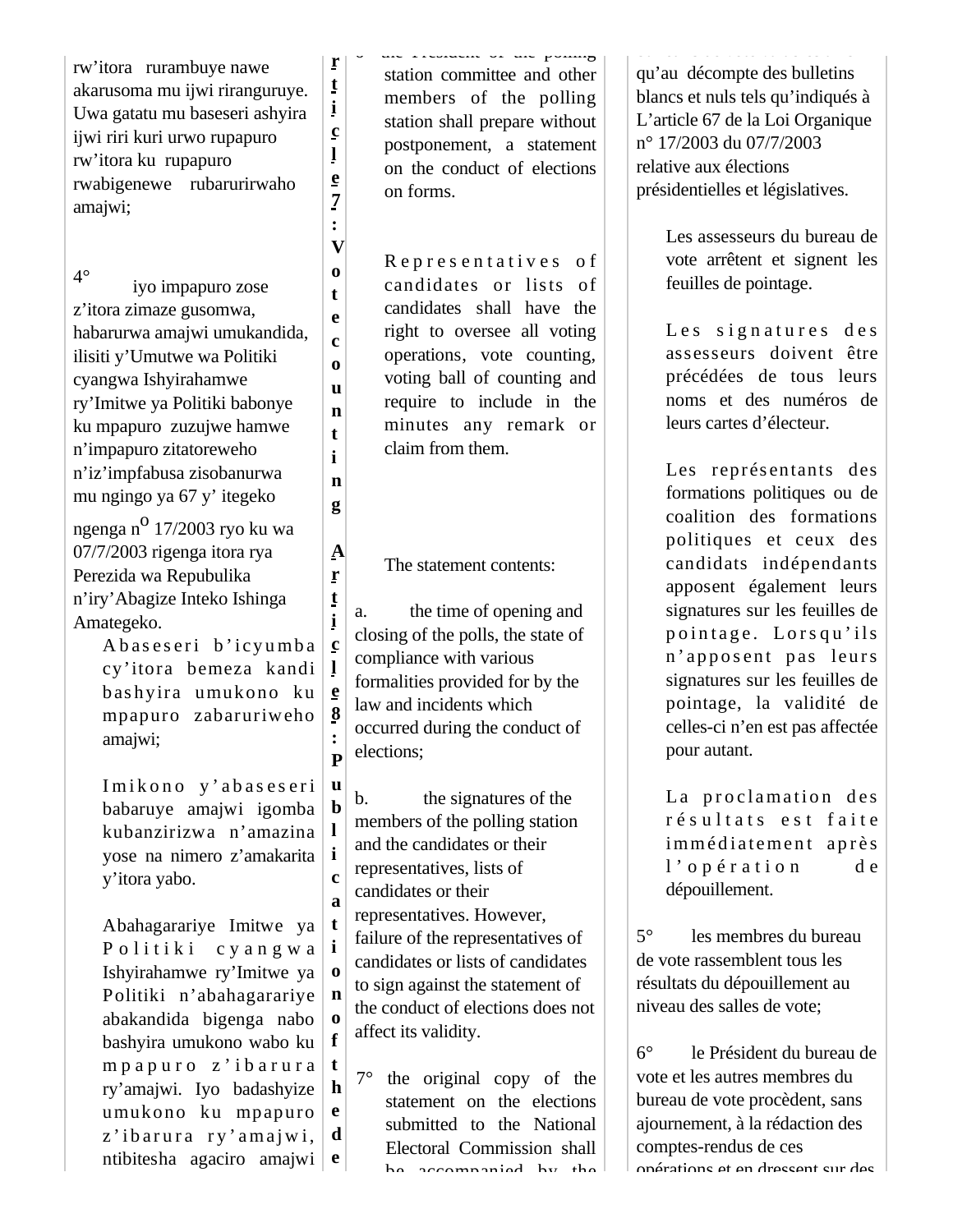rw'itora rurambuye nawe akarusoma mu ijwi riranguruye. Uwa gatatu mu baseseri ashyira ijwi riri kuri urwo rupapuro rw'itora ku rupapuro rwabigenewe rubarurirwaho amajwi;

4° iyo impapuro zose z'itora zimaze gusomwa, habarurwa amajwi umukandida, ilisiti y'Umutwe wa Politiki cyangwa Ishyirahamwe ry'Imitwe ya Politiki babonye ku mpapuro zuzujwe hamwe n'impapuro zitatoreweho n'iz'impfabusa zisobanurwa mu ngingo ya 67 y' itegeko ngenga n° 17/2003 ryo ku wa 07/7/2003 rigenga itora rya Perezida wa Repubulika n'iry'Abagize Inteko Ishinga Amategeko.

Abaseseri b'icyumba cy'itora bemeza kandi bashyira umukono ku mpapuro zabaruriweho amajwi;

Imikono y'abaseseri babaruye amajwi igomba kubanzirizwa n'amazina yose na nimero z'amakarita y'itora yabo.

Abahagarariye Imitwe ya Politiki cyangwa Ishyirahamwe ry'Imitwe ya Politiki n'abahagarariye abakandida bigenga nabo bashyira umukono wabo ku mpapuro z'ibarura ry'amajwi. Iyo badashyize umukono ku mpapuro z'ibarura ry'amajwi, ntibitesha agaciro amajwi

**Article 7: Vote counting**

**Article 8: Publication of the de**

6° the President of the polling station committee and other members of the polling station shall prepare without postponement, a statement on the conduct of elections on forms.

Representatives of candidates or lists of candidates shall have the right to oversee all voting operations, vote counting, voting ball of counting and require to include in the minutes any remark or claim from them.

The statement contents:

a. the time of opening and closing of the polls, the state of compliance with various formalities provided for by the law and incidents which occurred during the conduct of elections;

b. the signatures of the members of the polling station and the candidates or their representatives, lists of candidates or their representatives. However, failure of the representatives of candidates or lists of candidates to sign against the statement of the conduct of elections does not affect its validity.

7° the original copy of the statement on the elections submitted to the National Electoral Commission shall be accompanied by the

qu'au décompte des bulletins blancs et nuls tels qu'indiqués à L'article 67 de la Loi Organique n° 17/2003 du 07/7/2003 relative aux élections présidentielles et législatives.

Les assesseurs du bureau de vote arrêtent et signent les feuilles de pointage.

Les signatures des assesseurs doivent être précédées de tous leurs noms et des numéros de leurs cartes d'électeur.

Les représentants des formations politiques ou de coalition des formations politiques et ceux des candidats indépendants apposent également leurs signatures sur les feuilles de pointage. Lorsqu'ils n'apposent pas leurs signatures sur les feuilles de pointage, la validité de celles-ci n'en est pas affectée pour autant.

La proclamation des résultats est faite immédiatement après l'opération de dépouillement.

5° les membres du bureau de vote rassemblent tous les résultats du dépouillement au niveau des salles de vote;

6° le Président du bureau de vote et les autres membres du bureau de vote procèdent, sans ajournement, à la rédaction des comptes-rendus de ces opérations et en dressent sur des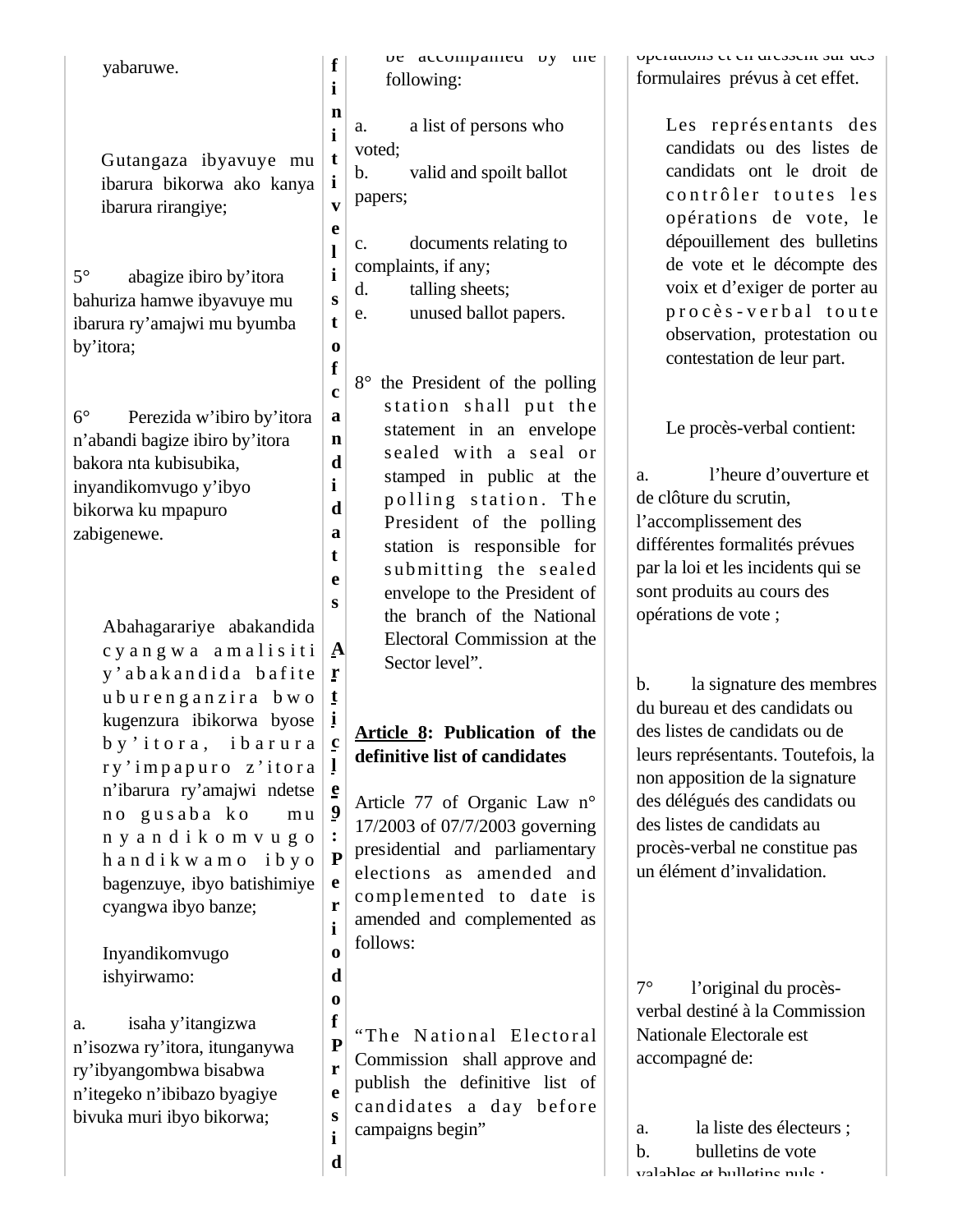yabaruwe.

Gutangaza ibyavuye mu ibarura bikorwa ako kanya ibarura rirangiye;

5° abagize ibiro by'itora bahuriza hamwe ibyavuye mu ibarura ry'amajwi mu byumba by'itora;

6° Perezida w'ibiro by'itora n'abandi bagize ibiro by'itora bakora nta kubisubika, inyandikomvugo y'ibyo bikorwa ku mpapuro zabigenewe.

Abahagarariye abakandida cyangwa amalisiti y'abakandida bafite uburenganzira bwo kugenzura ibikorwa byose by'itora, ibarura ry'impapuro z'itora n'ibarura ry'amajwi ndetse no gusaba ko mu nyandikomvugo handikwamo ibyo bagenzuye, ibyo batishimiye cyangwa ibyo banze;

Inyandikomvugo ishyirwamo:

a. isaha y'itangizwa n'isozwa ry'itora, itunganywa ry'ibyangombwa bisabwa n'itegeko n'ibibazo byagiye bivuka muri ibyo bikorwa;

finitive list of candidates

Article 9: Period of Presid

be accompanied by the following:

a. a list of persons who voted;
b. valid and spoilt ballot papers;

c. documents relating to complaints, if any;
d. talling sheets;
e. unused ballot papers.

8° the President of the polling station shall put the statement in an envelope sealed with a seal or stamped in public at the polling station. The President of the polling station is responsible for submitting the sealed envelope to the President of the branch of the National Electoral Commission at the Sector level".

**Article 8: Publication of the definitive list of candidates**

Article 77 of Organic Law n° 17/2003 of 07/7/2003 governing presidential and parliamentary elections as amended and complemented to date is amended and complemented as follows:

"The National Electoral Commission shall approve and publish the definitive list of candidates a day before campaigns begin"

opérations et en dressent sur des formulaires prévus à cet effet.

Les représentants des candidats ou des listes de candidats ont le droit de contrôler toutes les opérations de vote, le dépouillement des bulletins de vote et le décompte des voix et d'exiger de porter au procès-verbal toute observation, protestation ou contestation de leur part.

Le procès-verbal contient:

a. l'heure d'ouverture et de clôture du scrutin, l'accomplissement des différentes formalités prévues par la loi et les incidents qui se sont produits au cours des opérations de vote ;

b. la signature des membres du bureau et des candidats ou des listes de candidats ou de leurs représentants. Toutefois, la non apposition de la signature des délégués des candidats ou des listes de candidats au procès-verbal ne constitue pas un élément d'invalidation.

7° l'original du procès-verbal destiné à la Commission Nationale Electorale est accompagné de:

a. la liste des électeurs ;
b. bulletins de vote valables et bulletins nuls ;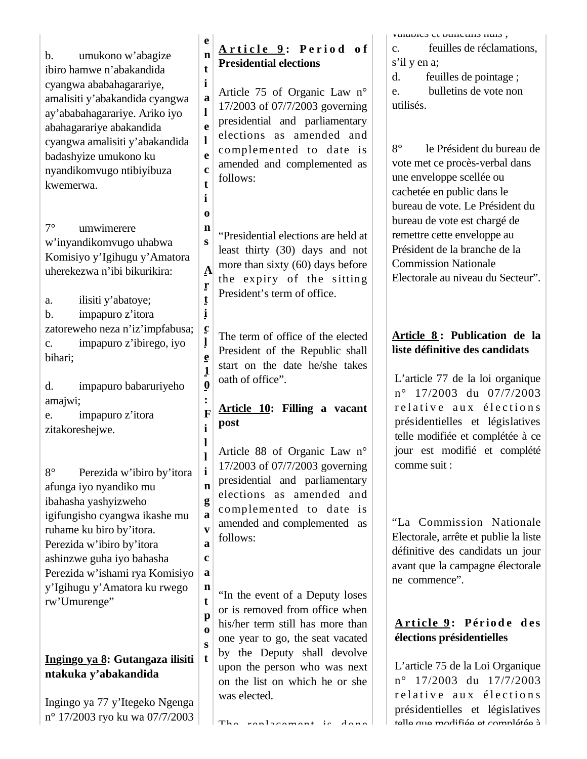b. umukono w'abagize ibiro hamwe n'abakandida cyangwa ababahagarariye, amalisiti y'abakandida cyangwa ay'ababahagarariye. Ariko iyo abahagarariye abakandida cyangwa amalisiti y'abakandida badashyize umukono ku nyandikomvugo ntibiyibuza kwemerwa.

7° umwimerere w'inyandikomvugo uhabwa Komisiyo y'Igihugu y'Amatora uherekezwa n'ibi bikurikira:

a. ilisiti y'abatoye;
b. impapuro z'itora zatoreweho neza n'iz'impfabusa;
c. impapuro z'ibirego, iyo bihari;
d. impapuro babaruriyeho amajwi;
e. impapuro z'itora zitakoreshejwe.

8° Perezida w'ibiro by'itora afunga iyo nyandiko mu ibahasha yashyizweho igifungisho cyangwa ikashe mu ruhame ku biro by'itora. Perezida w'ibiro by'itora ashinzwe guha iyo bahasha Perezida w'ishami rya Komisiyo y'Igihugu y'Amatora ku rwego rw'Umurenge"

**Ingingo ya 8: Gutangaza ilisiti ntakuka y'abakandida**

Ingingo ya 77 y'Itegeko Ngenga n° 17/2003 ryo ku wa 07/7/2003

ential elections

**Article 10: Filling a vacant post**

**Article 9: Period of Presidential elections**

Article 75 of Organic Law n° 17/2003 of 07/7/2003 governing presidential and parliamentary elections as amended and complemented to date is amended and complemented as follows:

"Presidential elections are held at least thirty (30) days and not more than sixty (60) days before the expiry of the sitting President's term of office.

The term of office of the elected President of the Republic shall start on the date he/she takes oath of office".

**Article 10: Filling a vacant post**

Article 88 of Organic Law n° 17/2003 of 07/7/2003 governing presidential and parliamentary elections as amended and complemented to date is amended and complemented as follows:

"In the event of a Deputy loses or is removed from office when his/her term still has more than one year to go, the seat vacated by the Deputy shall devolve upon the person who was next on the list on which he or she was elected.

The replacement is done

valables et bulletins nuls ;
c. feuilles de réclamations, s'il y en a;
d. feuilles de pointage ;
e. bulletins de vote non utilisés.

8° le Président du bureau de vote met ce procès-verbal dans une enveloppe scellée ou cachetée en public dans le bureau de vote. Le Président du bureau de vote est chargé de remettre cette enveloppe au Président de la branche de la Commission Nationale Electorale au niveau du Secteur".

**Article 8 : Publication de la liste définitive des candidats**

L'article 77 de la loi organique n° 17/2003 du 07/7/2003 relative aux élections présidentielles et législatives telle modifiée et complétée à ce jour est modifié et complété comme suit :

"La Commission Nationale Electorale, arrête et publie la liste définitive des candidats un jour avant que la campagne électorale ne commence".

**Article 9 : Période des élections présidentielles**

L'article 75 de la Loi Organique n° 17/2003 du 17/7/2003 relative aux élections présidentielles et législatives telle que modifiée et complétée à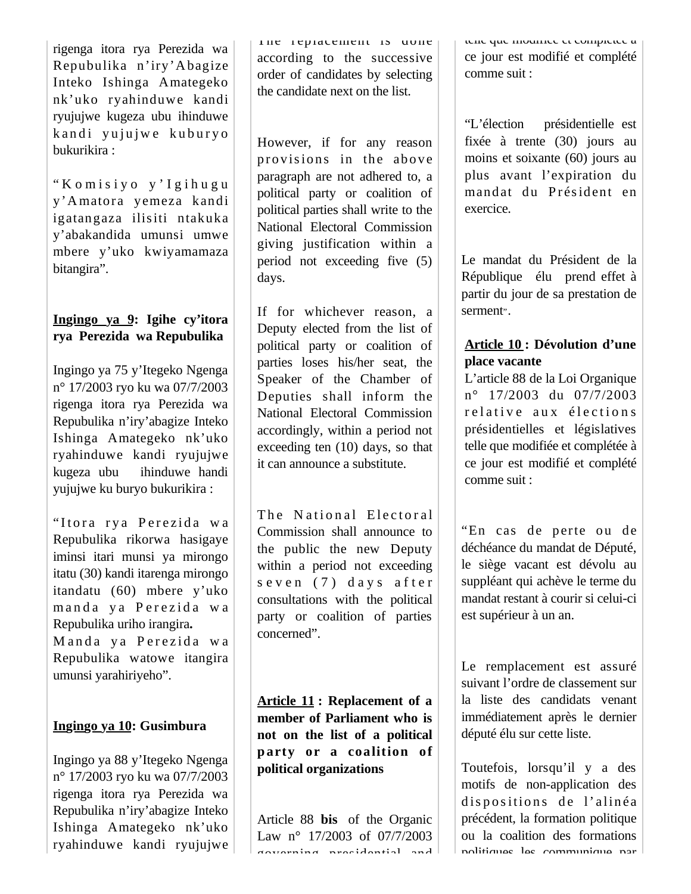rigenga itora rya Perezida wa Repubulika n'iry'Abagize Inteko Ishinga Amategeko nk'uko ryahinduwe kandi ryujujwe kugeza ubu ihinduwe kandi yujujwe kuburyo bukurikira :

"Komisiyo y'Igihugu y'Amatora yemeza kandi igatangaza ilisiti ntakuka y'abakandida umunsi umwe mbere y'uko kwiyamamaza bitangira".

**Ingingo ya 9: Igihe cy'itora rya Perezida wa Repubulika**

Ingingo ya 75 y'Itegeko Ngenga n° 17/2003 ryo ku wa 07/7/2003 rigenga itora rya Perezida wa Repubulika n'iry'abagize Inteko Ishinga Amategeko nk'uko ryahinduwe kandi ryujujwe kugeza ubu ihinduwe handi yujujwe ku buryo bukurikira :

"Itora rya Perezida wa Repubulika rikorwa hasigaye iminsi itari munsi ya mirongo itatu (30) kandi itarenga mirongo itandatu (60) mbere y'uko manda ya Perezida wa Repubulika uriho irangira**.**
Manda ya Perezida wa Repubulika watowe itangira umunsi yarahiriyeho".

**Ingingo ya 10: Gusimbura**

Ingingo ya 88 y'Itegeko Ngenga n° 17/2003 ryo ku wa 07/7/2003 rigenga itora rya Perezida wa Repubulika n'iry'abagize Inteko Ishinga Amategeko nk'uko ryahinduwe kandi ryujujwe

The replacement is done according to the successive order of candidates by selecting the candidate next on the list.

However, if for any reason provisions in the above paragraph are not adhered to, a political party or coalition of political parties shall write to the National Electoral Commission giving justification within a period not exceeding five (5) days.

If for whichever reason, a Deputy elected from the list of political party or coalition of parties loses his/her seat, the Speaker of the Chamber of Deputies shall inform the National Electoral Commission accordingly, within a period not exceeding ten (10) days, so that it can announce a substitute.

The National Electoral Commission shall announce to the public the new Deputy within a period not exceeding seven (7) days after consultations with the political party or coalition of parties concerned".

**Article 11 : Replacement of a member of Parliament who is not on the list of a political party or a coalition of political organizations**

Article 88 **bis** of the Organic Law n° 17/2003 of 07/7/2003 governing presidential and

telle que modifiée et complétée à ce jour est modifié et complété comme suit :

"L'élection présidentielle est fixée à trente (30) jours au moins et soixante (60) jours au plus avant l'expiration du mandat du Président en exercice.

Le mandat du Président de la République élu prend effet à partir du jour de sa prestation de serment".

**Article 10 : Dévolution d'une place vacante**

L'article 88 de la Loi Organique n° 17/2003 du 07/7/2003 relative aux élections présidentielles et législatives telle que modifiée et complétée à ce jour est modifié et complété comme suit :

"En cas de perte ou de déchéance du mandat de Député, le siège vacant est dévolu au suppléant qui achève le terme du mandat restant à courir si celui-ci est supérieur à un an.

Le remplacement est assuré suivant l'ordre de classement sur la liste des candidats venant immédiatement après le dernier député élu sur cette liste.

Toutefois, lorsqu'il y a des motifs de non-application des dispositions de l'alinéa précédent, la formation politique ou la coalition des formations politiques les communique par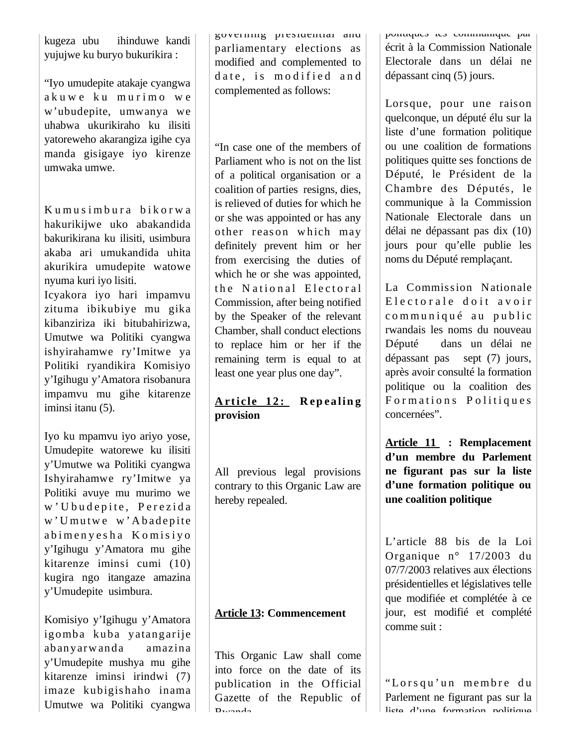kugeza ubu ihinduwe kandi yujujwe ku buryo bukurikira :

"Iyo umudepite atakaje cyangwa akuwe ku murimo we w'ubudepite, umwanya we uhabwa ukurikiraho ku ilisiti yatoreweho akarangiza igihe cya manda gisigaye iyo kirenze umwaka umwe.

Kumusimbura bikorwa hakurikijwe uko abakandida bakurikirana ku ilisiti, usimbura akaba ari umukandida uhita akurikira umudepite watowe nyuma kuri iyo lisiti.
Icyakora iyo hari impamvu zituma ibikubiye mu gika kibanziriza iki bitubahirizwa, Umutwe wa Politiki cyangwa ishyirahamwe ry'Imitwe ya Politiki ryandikira Komisiyo y'Igihugu y'Amatora risobanura impamvu mu gihe kitarenze iminsi itanu (5).

Iyo ku mpamvu iyo ariyo yose, Umudepite watorewe ku ilisiti y'Umutwe wa Politiki cyangwa Ishyirahamwe ry'Imitwe ya Politiki avuye mu murimo we w'Ubudepite, Perezida w'Umutwe w'Abadepite abimenyesha Komisiyo y'Igihugu y'Amatora mu gihe kitarenze iminsi cumi (10) kugira ngo itangaze amazina y'Umudepite usimbura.

Komisiyo y'Igihugu y'Amatora igomba kuba yatangarije abanyarwanda amazina y'Umudepite mushya mu gihe kitarenze iminsi irindwi (7) imaze kubigishaho inama Umutwe wa Politiki cyangwa

governing presidential and parliamentary elections as modified and complemented to date, is modified and complemented as follows:

"In case one of the members of Parliament who is not on the list of a political organisation or a coalition of parties resigns, dies, is relieved of duties for which he or she was appointed or has any other reason which may definitely prevent him or her from exercising the duties of which he or she was appointed, the National Electoral Commission, after being notified by the Speaker of the relevant Chamber, shall conduct elections to replace him or her if the remaining term is equal to at least one year plus one day".

**Article 12: Repealing provision**

All previous legal provisions contrary to this Organic Law are hereby repealed.

**Article 13: Commencement**

This Organic Law shall come into force on the date of its publication in the Official Gazette of the Republic of Rwanda.

politiques les communique par écrit à la Commission Nationale Electorale dans un délai ne dépassant cinq (5) jours.

Lorsque, pour une raison quelconque, un député élu sur la liste d'une formation politique ou une coalition de formations politiques quitte ses fonctions de Député, le Président de la Chambre des Députés, le communique à la Commission Nationale Electorale dans un délai ne dépassant pas dix (10) jours pour qu'elle publie les noms du Député remplaçant.

La Commission Nationale Electorale doit avoir communiqué au public rwandais les noms du nouveau Député dans un délai ne dépassant pas sept (7) jours, après avoir consulté la formation politique ou la coalition des Formations Politiques concernées".

**Article 11 : Remplacement d'un membre du Parlement ne figurant pas sur la liste d'une formation politique ou une coalition politique**

L'article 88 bis de la Loi Organique n° 17/2003 du 07/7/2003 relatives aux élections présidentielles et législatives telle que modifiée et complétée à ce jour, est modifié et complété comme suit :

"Lorsqu'un membre du Parlement ne figurant pas sur la liste d'une formation politique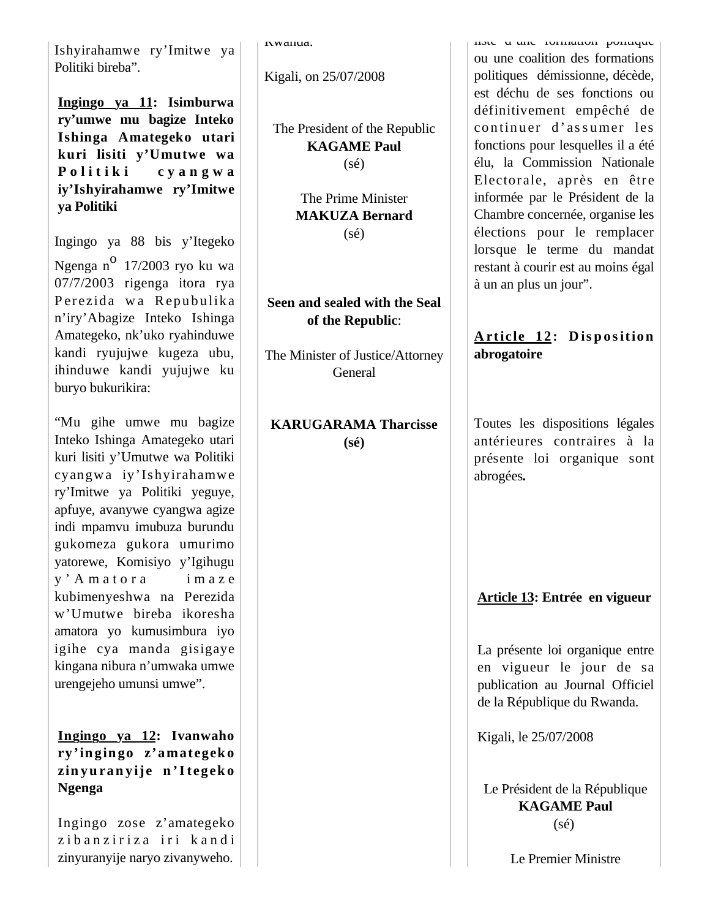Ishyirahamwe ry'Imitwe ya Politiki bireba".

**Ingingo ya 11: Isimburwa ry'umwe mu bagize Inteko Ishinga Amategeko utari kuri lisiti y'Umutwe wa Politiki cyangwa iy'Ishyirahamwe ry'Imitwe ya Politiki**

Ingingo ya 88 bis y'Itegeko Ngenga n$^{o}$ 17/2003 ryo ku wa 07/7/2003 rigenga itora rya Perezida wa Repubulika n'iry'Abagize Inteko Ishinga Amategeko, nk'uko ryahinduwe kandi ryujujwe kugeza ubu, ihinduwe kandi yujujwe ku buryo bukurikira:

"Mu gihe umwe mu bagize Inteko Ishinga Amategeko utari kuri lisiti y'Umutwe wa Politiki cyangwa iy'Ishyirahamwe ry'Imitwe ya Politiki yeguye, apfuye, avanywe cyangwa agize indi mpamvu imubuza burundu gukomeza gukora umurimo yatorewe, Komisiyo y'Igihugu y'Amatora imaze kubimenyeshwa na Perezida w'Umutwe bireba ikoresha amatora yo kumusimbura iyo igihe cya manda gisigaye kingana nibura n'umwaka umwe urengejeho umunsi umwe".

**Ingingo ya 12: Ivanwaho ry'ingingo z'amategeko zinyuranyije n'Itegeko Ngenga**

Ingingo zose z'amategeko zibanziriza iri kandi zinyuranyije naryo zivanyweho.

Rwanda.

Kigali, on 25/07/2008

The President of the Republic
**KAGAME Paul**
(sé)

The Prime Minister
**MAKUZA Bernard**
(sé)

**Seen and sealed with the Seal of the Republic**:

The Minister of Justice/Attorney General

**KARUGARAMA Tharcisse**
**(sé)**

liste d'une formation politique ou une coalition des formations politiques démissionne, décède, est déchu de ses fonctions ou définitivement empêché de continuer d'assumer les fonctions pour lesquelles il a été élu, la Commission Nationale Electorale, après en être informée par le Président de la Chambre concernée, organise les élections pour le remplacer lorsque le terme du mandat restant à courir est au moins égal à un an plus un jour".

**Article 12: Disposition abrogatoire**

Toutes les dispositions légales antérieures contraires à la présente loi organique sont abrogées**.**

**Article 13: Entrée en vigueur**

La présente loi organique entre en vigueur le jour de sa publication au Journal Officiel de la République du Rwanda.

Kigali, le 25/07/2008

Le Président de la République
**KAGAME Paul**
(sé)

Le Premier Ministre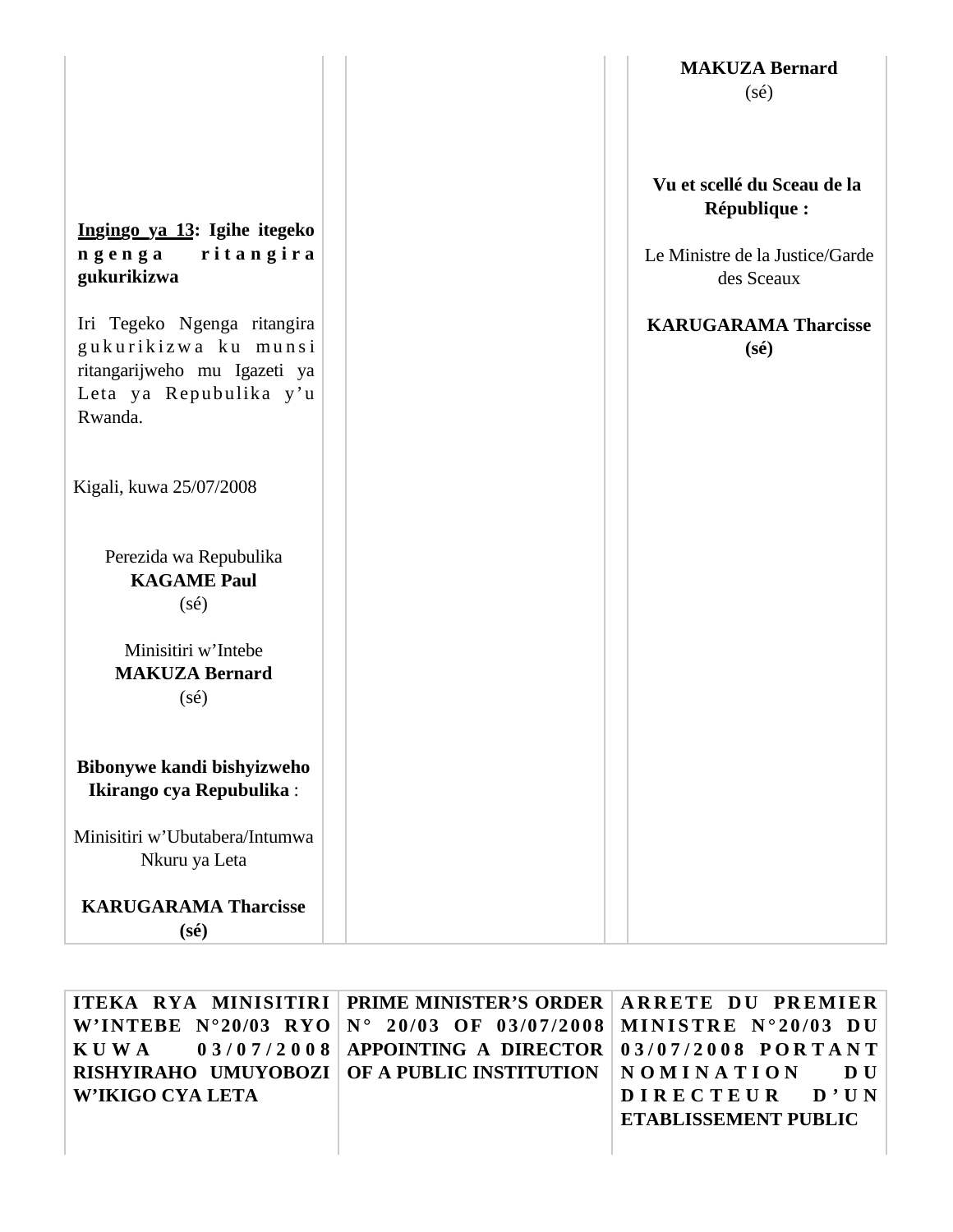| Ingingo ya 13: Igihe itegeko ngenga ritangira gukurikizwa<br><br>Iri Tegeko Ngenga ritangira gukurikizwa ku munsi ritangarijweho mu Igazeti ya Leta ya Repubulika y'u Rwanda.<br><br>Kigali, kuwa 25/07/2008<br><br>Perezida wa Repubulika<br>**KAGAME Paul**<br>(sé)<br><br>Minisitiri w'Intebe<br>**MAKUZA Bernard**<br>(sé)<br><br>**Bibonywe kandi bishyizweho Ikirango cya Repubulika** :<br><br>Minisitiri w'Ubutabera/Intumwa Nkuru ya Leta<br><br>**KARUGARAMA Tharcisse**<br>**(sé)** | | **MAKUZA Bernard**<br>(sé)<br><br>**Vu et scellé du Sceau de la République :**<br><br>Le Ministre de la Justice/Garde des Sceaux<br><br>**KARUGARAMA Tharcisse**<br>**(sé)** |
|---|---|---|

| **ITEKA RYA MINISITIRI W'INTEBE N°20/03 RYO KUWA 03/07/2008 RISHYIRAHO UMUYOBOZI W'IKIGO CYA LETA** | **PRIME MINISTER'S ORDER N° 20/03 OF 03/07/2008 APPOINTING A DIRECTOR OF A PUBLIC INSTITUTION** | **ARRETE DU PREMIER MINISTRE N°20/03 DU 03/07/2008 PORTANT NOMINATION DU DIRECTEUR D'UN ETABLISSEMENT PUBLIC** |
|---|---|---|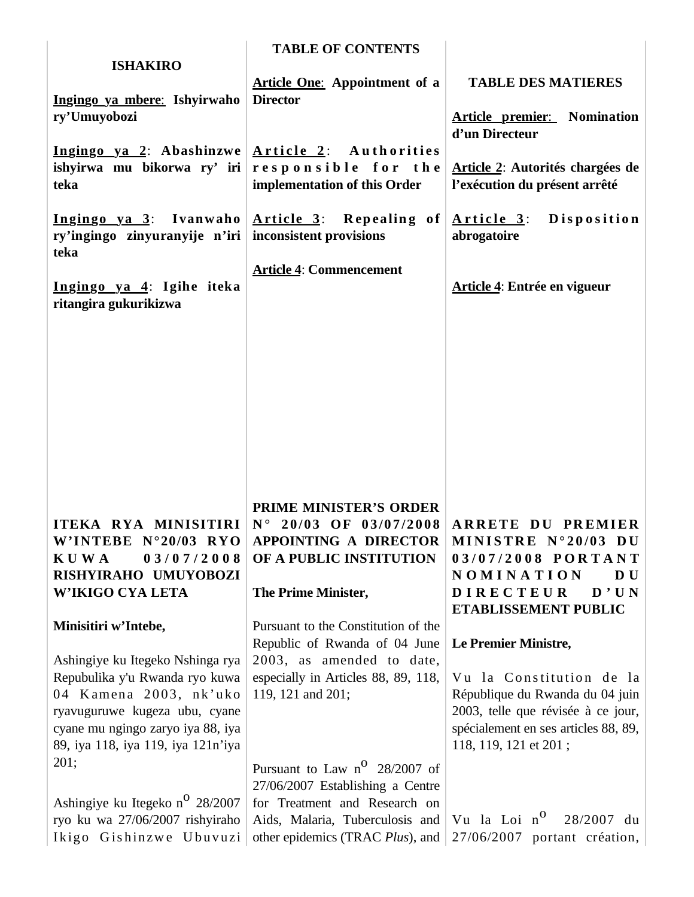## ISHAKIRO

**Ingingo ya mbere**: Ishyirwaho ry'Umuyobozi

**Ingingo ya 2**: Abashinzwe ishyirwa mu bikorwa ry' iri teka

**Ingingo ya 3**: Ivanwaho ry'ingingo zinyuranyije n'iri teka

**Ingingo ya 4**: Igihe iteka ritangira gukurikizwa

## TABLE OF CONTENTS

**Article One**: Appointment of a Director

**Article 2**: Authorities responsible for the implementation of this Order

**Article 3**: Repealing of inconsistent provisions

**Article 4**: Commencement

## TABLE DES MATIERES

**Article premier**: Nomination d'un Directeur

**Article 2**: Autorités chargées de l'exécution du présent arrêté

**Article 3**: Disposition abrogatoire

**Article 4**: Entrée en vigueur

## ITEKA RYA MINISITIRI W'INTEBE N°20/03 RYO KUWA 03/07/2008 RISHYIRAHO UMUYOBOZI W'IKIGO CYA LETA

**Minisitiri w'Intebe,**

Ashingiye ku Itegeko Nshinga rya Repubulika y'u Rwanda ryo kuwa 04 Kamena 2003, nk'uko ryavuguruwe kugeza ubu, cyane cyane mu ngingo zaryo iya 88, iya 89, iya 118, iya 119, iya 121n'iya 201;

Ashingiye ku Itegeko n$^{o}$ 28/2007 ryo ku wa 27/06/2007 rishyiraho Ikigo Gishinzwe Ubuvuzi

## PRIME MINISTER'S ORDER N° 20/03 OF 03/07/2008 APPOINTING A DIRECTOR OF A PUBLIC INSTITUTION

**The Prime Minister,**

Pursuant to the Constitution of the Republic of Rwanda of 04 June 2003, as amended to date, especially in Articles 88, 89, 118, 119, 121 and 201;

Pursuant to Law n$^{o}$ 28/2007 of 27/06/2007 Establishing a Centre for Treatment and Research on Aids, Malaria, Tuberculosis and other epidemics (TRAC *Plus*), and

## ARRETE DU PREMIER MINISTRE N°20/03 DU 03/07/2008 PORTANT NOMINATION DU DIRECTEUR D'UN ETABLISSEMENT PUBLIC

**Le Premier Ministre,**

Vu la Constitution de la République du Rwanda du 04 juin 2003, telle que révisée à ce jour, spécialement en ses articles 88, 89, 118, 119, 121 et 201 ;

Vu la Loi n$^{o}$ 28/2007 du 27/06/2007 portant création,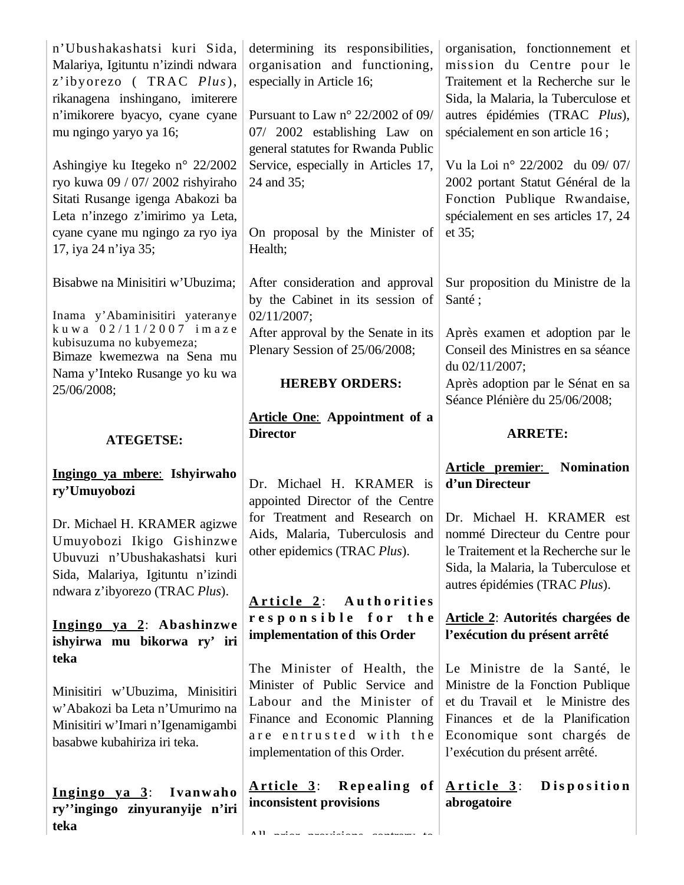n'Ubushakashatsi kuri Sida, Malariya, Igituntu n'izindi ndwara z'ibyorezo ( TRAC *Plus*), rikanagena inshingano, imiterere n'imikorere byacyo, cyane cyane mu ngingo yaryo ya 16;

Ashingiye ku Itegeko n° 22/2002 ryo kuwa 09 / 07/ 2002 rishyiraho Sitati Rusange igenga Abakozi ba Leta n'inzego z'imirimo ya Leta, cyane cyane mu ngingo za ryo iya 17, iya 24 n'iya 35;

Bisabwe na Minisitiri w'Ubuzima;

Inama y'Abaminisitiri yateranye kuwa 02/11/2007 imaze kubisuzuma no kubyemeza;

Bimaze kwemezwa na Sena mu Nama y'Inteko Rusange yo ku wa 25/06/2008;

**ATEGETSE:**

**Ingingo ya mbere: Ishyirwaho ry'Umuyobozi**

Dr. Michael H. KRAMER agizwe Umuyobozi Ikigo Gishinzwe Ubuvuzi n'Ubushakashatsi kuri Sida, Malariya, Igituntu n'izindi ndwara z'ibyorezo (TRAC *Plus*).

**Ingingo ya 2: Abashinzwe ishyirwa mu bikorwa ry' iri teka**

Minisitiri w'Ubuzima, Minisitiri w'Abakozi ba Leta n'Umurimo na Minisitiri w'Imari n'Igenamigambi basabwe kubahiriza iri teka.

**Ingingo ya 3: Ivanwaho ry''ingingo zinyuranyije n'iri teka**

determining its responsibilities, organisation and functioning, especially in Article 16;

Pursuant to Law n° 22/2002 of 09/ 07/ 2002 establishing Law on general statutes for Rwanda Public Service, especially in Articles 17, 24 and 35;

On proposal by the Minister of Health;

After consideration and approval by the Cabinet in its session of 02/11/2007;

After approval by the Senate in its Plenary Session of 25/06/2008;

**HEREBY ORDERS:**

**Article One: Appointment of a Director**

Dr. Michael H. KRAMER is appointed Director of the Centre for Treatment and Research on Aids, Malaria, Tuberculosis and other epidemics (TRAC *Plus*).

**Article 2: Authorities responsible for the implementation of this Order**

The Minister of Health, the Minister of Public Service and Labour and the Minister of Finance and Economic Planning are entrusted with the implementation of this Order.

**Article 3: Repealing of inconsistent provisions**

All prior provisions contrary to

organisation, fonctionnement et mission du Centre pour le Traitement et la Recherche sur le Sida, la Malaria, la Tuberculose et autres épidémies (TRAC *Plus*), spécialement en son article 16 ;

Vu la Loi n° 22/2002 du 09/ 07/ 2002 portant Statut Général de la Fonction Publique Rwandaise, spécialement en ses articles 17, 24 et 35;

Sur proposition du Ministre de la Santé ;

Après examen et adoption par le Conseil des Ministres en sa séance du 02/11/2007;

Après adoption par le Sénat en sa Séance Plénière du 25/06/2008;

**ARRETE:**

**Article premier: Nomination d'un Directeur**

Dr. Michael H. KRAMER est nommé Directeur du Centre pour le Traitement et la Recherche sur le Sida, la Malaria, la Tuberculose et autres épidémies (TRAC *Plus*).

**Article 2: Autorités chargées de l'exécution du présent arrêté**

Le Ministre de la Santé, le Ministre de la Fonction Publique et du Travail et le Ministre des Finances et de la Planification Economique sont chargés de l'exécution du présent arrêté.

**Article 3: Disposition abrogatoire**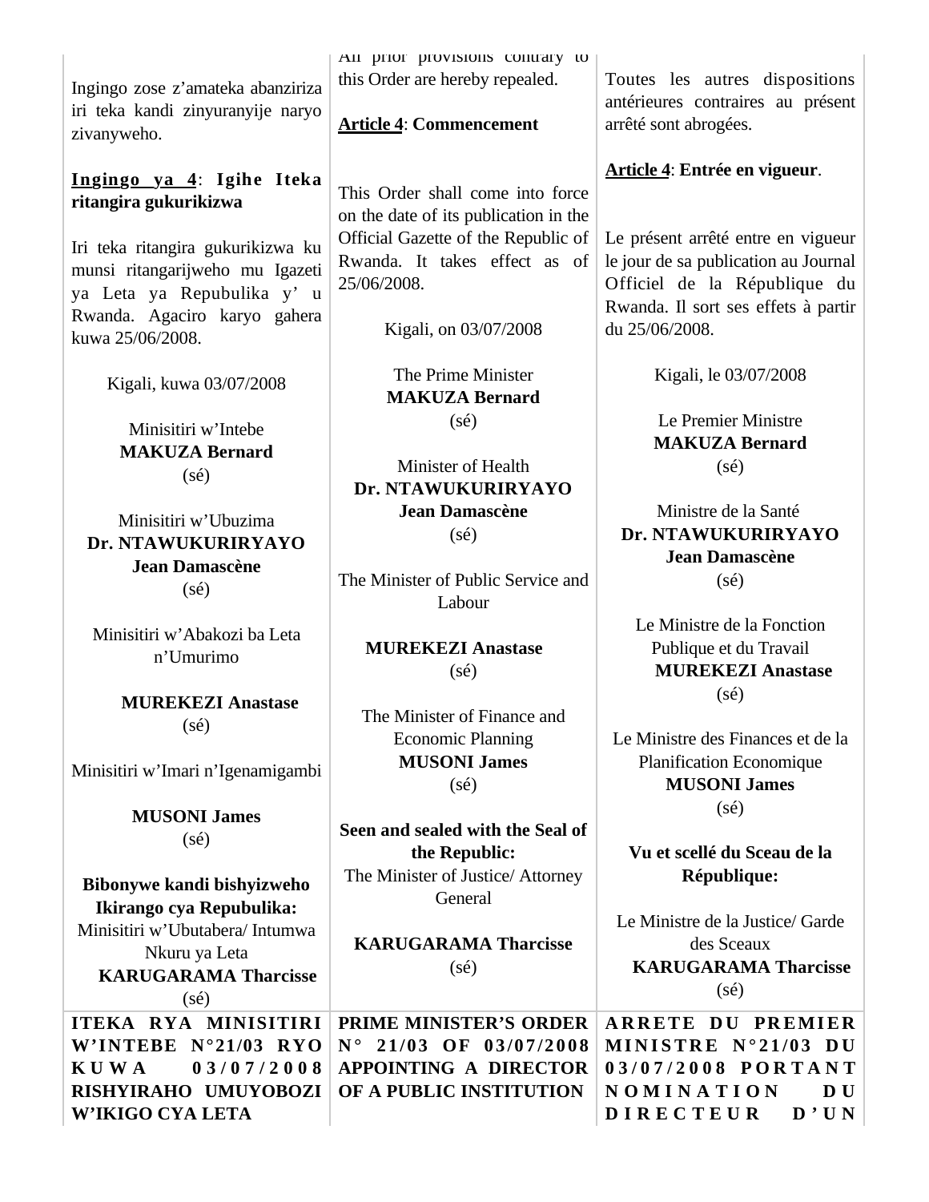Ingingo zose z'amateka abanziriza iri teka kandi zinyuranyije naryo zivanyweho.

**Ingingo ya 4: Igihe Iteka ritangira gukurikizwa**

Iri teka ritangira gukurikizwa ku munsi ritangarijweho mu Igazeti ya Leta ya Repubulika y' u Rwanda. Agaciro karyo gahera kuwa 25/06/2008.

Kigali, kuwa 03/07/2008

Minisitiri w'Intebe
**MAKUZA Bernard**
(sé)

Minisitiri w'Ubuzima
**Dr. NTAWUKURIRYAYO Jean Damascène**
(sé)

Minisitiri w'Abakozi ba Leta n'Umurimo

**MUREKEZI Anastase**
(sé)

Minisitiri w'Imari n'Igenamigambi

**MUSONI James**
(sé)

**Bibonywe kandi bishyizweho Ikirango cya Repubulika:**
Minisitiri w'Ubutabera/ Intumwa Nkuru ya Leta
**KARUGARAMA Tharcisse**
(sé)

All prior provisions contrary to this Order are hereby repealed.

**Article 4: Commencement**

This Order shall come into force on the date of its publication in the Official Gazette of the Republic of Rwanda. It takes effect as of 25/06/2008.

Kigali, on 03/07/2008

The Prime Minister
**MAKUZA Bernard**
(sé)

Minister of Health
**Dr. NTAWUKURIRYAYO Jean Damascène**
(sé)

The Minister of Public Service and Labour

**MUREKEZI Anastase**
(sé)

The Minister of Finance and Economic Planning
**MUSONI James**
(sé)

**Seen and sealed with the Seal of the Republic:**
The Minister of Justice/ Attorney General

**KARUGARAMA Tharcisse**
(sé)

Toutes les autres dispositions antérieures contraires au présent arrêté sont abrogées.

**Article 4: Entrée en vigueur.**

Le présent arrêté entre en vigueur le jour de sa publication au Journal Officiel de la République du Rwanda. Il sort ses effets à partir du 25/06/2008.

Kigali, le 03/07/2008

Le Premier Ministre
**MAKUZA Bernard**
(sé)

Ministre de la Santé
**Dr. NTAWUKURIRYAYO Jean Damascène**
(sé)

Le Ministre de la Fonction Publique et du Travail
**MUREKEZI Anastase**
(sé)

Le Ministre des Finances et de la Planification Economique
**MUSONI James**
(sé)

**Vu et scellé du Sceau de la République:**

Le Ministre de la Justice/ Garde des Sceaux
**KARUGARAMA Tharcisse**
(sé)

**ITEKA RYA MINISITIRI W'INTEBE N°21/03 RYO KUWA 03/07/2008 RISHYIRAHO UMUYOBOZI W'IKIGO CYA LETA**

**PRIME MINISTER'S ORDER N° 21/03 OF 03/07/2008 APPOINTING A DIRECTOR OF A PUBLIC INSTITUTION**

**ARRETE DU PREMIER MINISTRE N°21/03 DU 03/07/2008 PORTANT NOMINATION DU DIRECTEUR D'UN**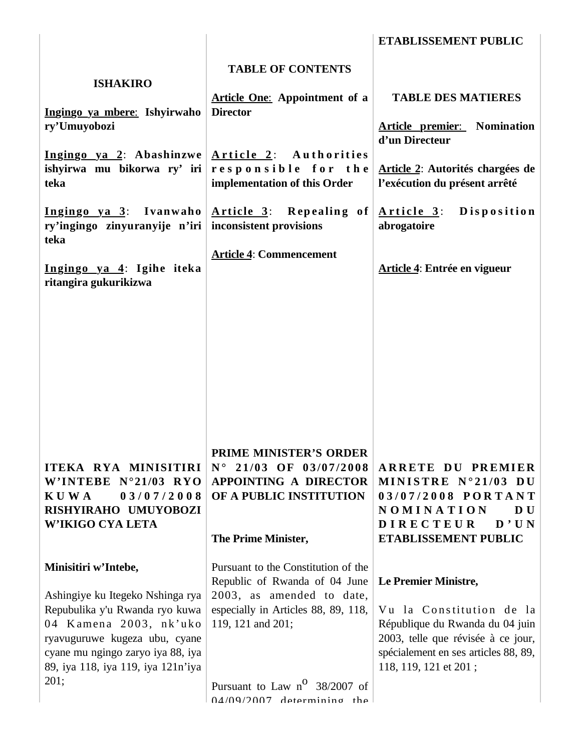ETABLISSEMENT PUBLIC

**ISHAKIRO**

**Ingingo ya mbere: Ishyirwaho ry'Umuyobozi**

**Ingingo ya 2: Abashinzwe ishyirwa mu bikorwa ry' iri teka**

**Ingingo ya 3: Ivanwaho ry'ingingo zinyuranyije n'iri teka**

**Ingingo ya 4: Igihe iteka ritangira gukurikizwa**

**TABLE OF CONTENTS**

**Article One: Appointment of a Director**

**Article 2: Authorities responsible for the implementation of this Order**

**Article 3: Repealing of inconsistent provisions**

**Article 4: Commencement**

**TABLE DES MATIERES**

**Article premier: Nomination d'un Directeur**

**Article 2: Autorités chargées de l'exécution du présent arrêté**

**Article 3: Disposition abrogatoire**

**Article 4: Entrée en vigueur**

**ITEKA RYA MINISITIRI W'INTEBE N°21/03 RYO KUWA 03/07/2008 RISHYIRAHO UMUYOBOZI W'IKIGO CYA LETA**

**Minisitiri w'Intebe,**

Ashingiye ku Itegeko Nshinga rya Repubulika y'u Rwanda ryo kuwa 04 Kamena 2003, nk'uko ryavuguruwe kugeza ubu, cyane cyane mu ngingo zaryo iya 88, iya 89, iya 118, iya 119, iya 121n'iya 201;

**PRIME MINISTER'S ORDER N° 21/03 OF 03/07/2008 APPOINTING A DIRECTOR OF A PUBLIC INSTITUTION**

**The Prime Minister,**

Pursuant to the Constitution of the Republic of Rwanda of 04 June 2003, as amended to date, especially in Articles 88, 89, 118, 119, 121 and 201;

Pursuant to Law n° 38/2007 of 04/09/2007 determining the

**ARRETE DU PREMIER MINISTRE N°21/03 DU 03/07/2008 PORTANT NOMINATION DU DIRECTEUR D'UN ETABLISSEMENT PUBLIC**

**Le Premier Ministre,**

Vu la Constitution de la République du Rwanda du 04 juin 2003, telle que révisée à ce jour, spécialement en ses articles 88, 89, 118, 119, 121 et 201 ;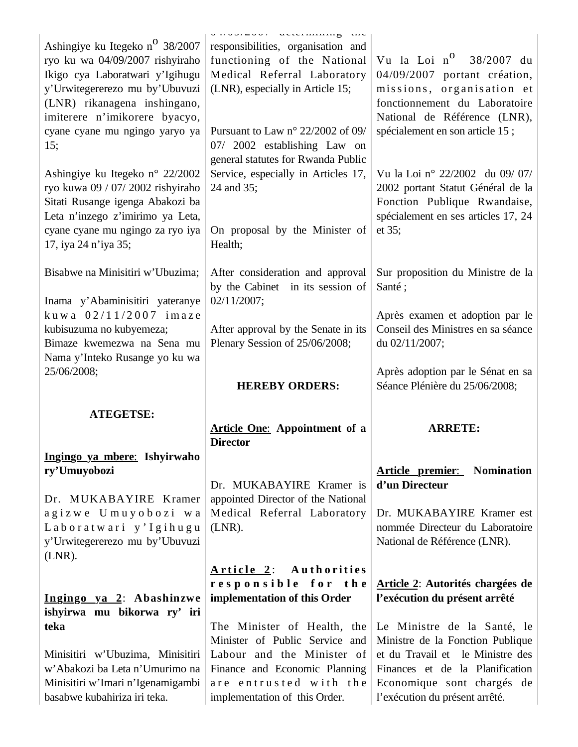Ashingiye ku Itegeko n° 38/2007 ryo ku wa 04/09/2007 rishyiraho Ikigo cya Laboratwari y'Igihugu y'Urwitegererezo mu by'Ubuvuzi (LNR) rikanagena inshingano, imiterere n'imikorere byacyo, cyane cyane mu ngingo yaryo ya 15;

Ashingiye ku Itegeko n° 22/2002 ryo kuwa 09 / 07/ 2002 rishyiraho Sitati Rusange igenga Abakozi ba Leta n'inzego z'imirimo ya Leta, cyane cyane mu ngingo za ryo iya 17, iya 24 n'iya 35;

Bisabwe na Minisitiri w'Ubuzima;

Inama y'Abaminisitiri yateranye kuwa 02/11/2007 imaze kubisuzuma no kubyemeza;

Bimaze kwemezwa na Sena mu Nama y'Inteko Rusange yo ku wa 25/06/2008;

**ATEGETSE:**

**<u>Ingingo ya mbere</u>: Ishyirwaho ry'Umuyobozi**

Dr. MUKABAYIRE Kramer agizwe Umuyobozi wa Laboratwari y'Igihugu y'Urwitegererezo mu by'Ubuvuzi (LNR).

**<u>Ingingo ya 2</u>: Abashinzwe ishyirwa mu bikorwa ry' iri teka**

Minisitiri w'Ubuzima, Minisitiri w'Abakozi ba Leta n'Umurimo na Minisitiri w'Imari n'Igenamigambi basabwe kubahiriza iri teka.

04/09/2007 determining the responsibilities, organisation and functioning of the National Medical Referral Laboratory (LNR), especially in Article 15;

Pursuant to Law n° 22/2002 of 09/07/ 2002 establishing Law on general statutes for Rwanda Public Service, especially in Articles 17, 24 and 35;

On proposal by the Minister of Health;

After consideration and approval by the Cabinet in its session of 02/11/2007;

After approval by the Senate in its Plenary Session of 25/06/2008;

**HEREBY ORDERS:**

**<u>Article One</u>: Appointment of a Director**

Dr. MUKABAYIRE Kramer is appointed Director of the National Medical Referral Laboratory (LNR).

**<u>Article 2</u>: Authorities responsible for the implementation of this Order**

The Minister of Health, the Minister of Public Service and Labour and the Minister of Finance and Economic Planning are entrusted with the implementation of this Order.

Vu la Loi n° 38/2007 du 04/09/2007 portant création, missions, organisation et fonctionnement du Laboratoire National de Référence (LNR), spécialement en son article 15 ;

Vu la Loi n° 22/2002 du 09/ 07/ 2002 portant Statut Général de la Fonction Publique Rwandaise, spécialement en ses articles 17, 24 et 35;

Sur proposition du Ministre de la Santé ;

Après examen et adoption par le Conseil des Ministres en sa séance du 02/11/2007;

Après adoption par le Sénat en sa Séance Plénière du 25/06/2008;

**ARRETE:**

**<u>Article premier</u>: Nomination d'un Directeur**

Dr. MUKABAYIRE Kramer est nommée Directeur du Laboratoire National de Référence (LNR).

**<u>Article 2</u>: Autorités chargées de l'exécution du présent arrêté**

Le Ministre de la Santé, le Ministre de la Fonction Publique et du Travail et le Ministre des Finances et de la Planification Economique sont chargés de l'exécution du présent arrêté.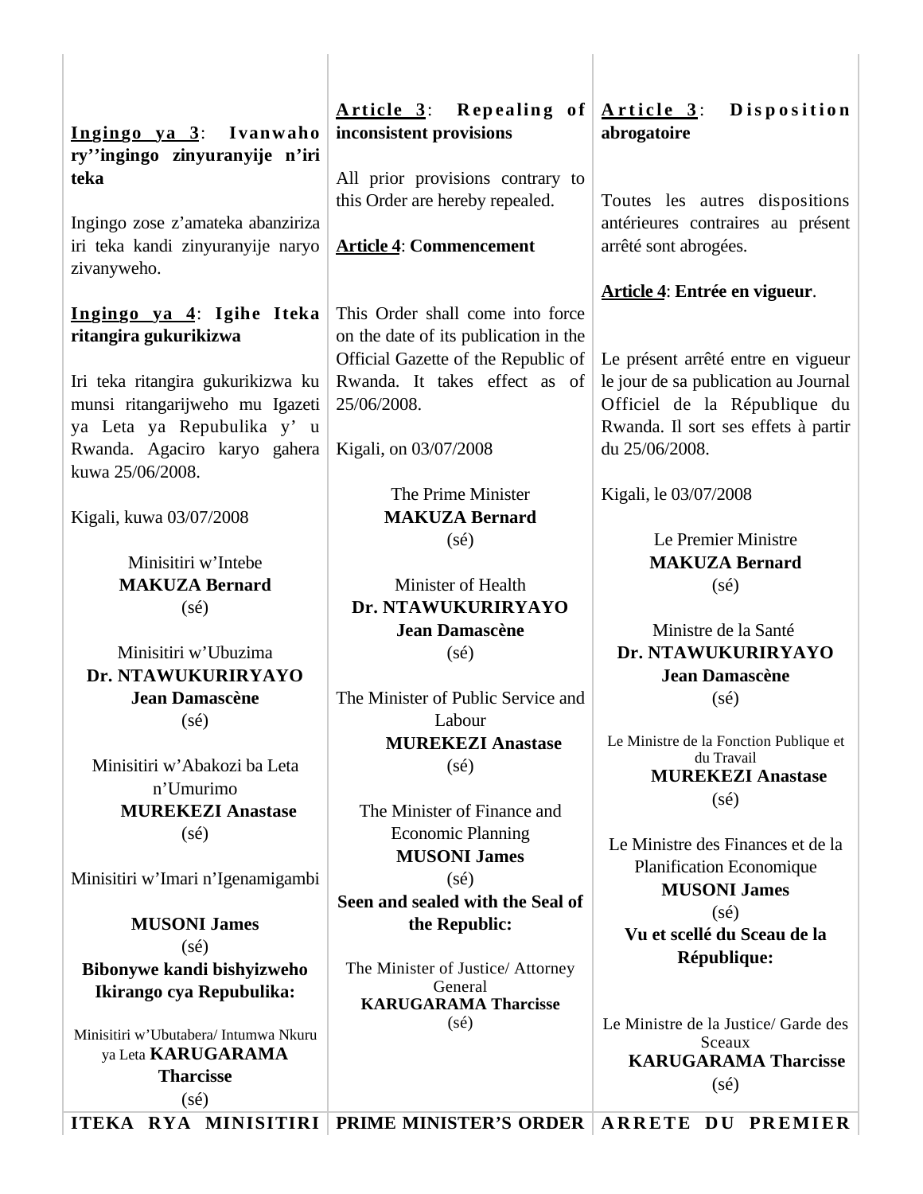**Ingingo ya 3: Ivanwaho ry''ingingo zinyuranyije n'iri teka**

Ingingo zose z'amateka abanziriza iri teka kandi zinyuranyije naryo zivanyweho.

**Ingingo ya 4: Igihe Iteka ritangira gukurikizwa**

Iri teka ritangira gukurikizwa ku munsi ritangarijweho mu Igazeti ya Leta ya Repubulika y' u Rwanda. Agaciro karyo gahera kuwa 25/06/2008.

Kigali, kuwa 03/07/2008

Minisitiri w'Intebe
**MAKUZA Bernard**
(sé)

Minisitiri w'Ubuzima
**Dr. NTAWUKURIRYAYO Jean Damascène**
(sé)

Minisitiri w'Abakozi ba Leta n'Umurimo
**MUREKEZI Anastase**
(sé)

Minisitiri w'Imari n'Igenamigambi
**MUSONI James**
(sé)

**Bibonywe kandi bishyizweho Ikirango cya Repubulika:**

Minisitiri w'Ubutabera/ Intumwa Nkuru ya Leta **KARUGARAMA Tharcisse**
(sé)

**Article 3: Repealing of inconsistent provisions**

All prior provisions contrary to this Order are hereby repealed.

**Article 4: Commencement**

This Order shall come into force on the date of its publication in the Official Gazette of the Republic of Rwanda. It takes effect as of 25/06/2008.

Kigali, on 03/07/2008

The Prime Minister
**MAKUZA Bernard**
(sé)

Minister of Health
**Dr. NTAWUKURIRYAYO Jean Damascène**
(sé)

The Minister of Public Service and Labour
**MUREKEZI Anastase**
(sé)

The Minister of Finance and Economic Planning
**MUSONI James**
(sé)

**Seen and sealed with the Seal of the Republic:**

The Minister of Justice/ Attorney General
**KARUGARAMA Tharcisse**
(sé)

**Article 3: Disposition abrogatoire**

Toutes les autres dispositions antérieures contraires au présent arrêté sont abrogées.

**Article 4: Entrée en vigueur.**

Le présent arrêté entre en vigueur le jour de sa publication au Journal Officiel de la République du Rwanda. Il sort ses effets à partir du 25/06/2008.

Kigali, le 03/07/2008

Le Premier Ministre
**MAKUZA Bernard**
(sé)

Ministre de la Santé
**Dr. NTAWUKURIRYAYO Jean Damascène**
(sé)

Le Ministre de la Fonction Publique et du Travail
**MUREKEZI Anastase**
(sé)

Le Ministre des Finances et de la Planification Economique
**MUSONI James**
(sé)

**Vu et scellé du Sceau de la République:**

Le Ministre de la Justice/ Garde des Sceaux
**KARUGARAMA Tharcisse**
(sé)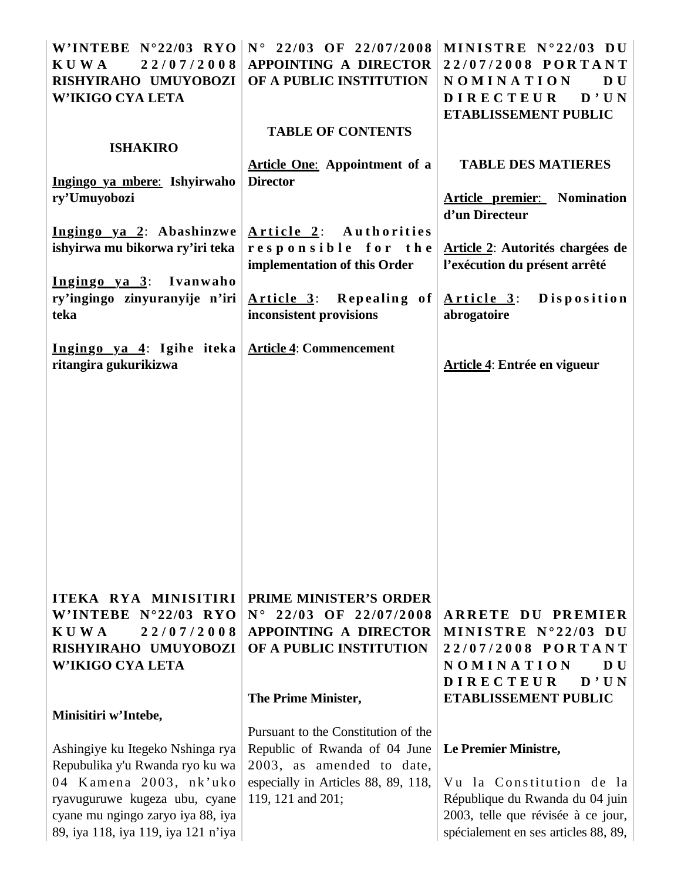W'INTEBE N°22/03 RYO KUWA 22/07/2008 RISHYIRAHO UMUYOBOZI W'IKIGO CYA LETA

**ISHAKIRO**

**Ingingo ya mbere: Ishyirwaho ry'Umuyobozi**

**Ingingo ya 2: Abashinzwe ishyirwa mu bikorwa ry'iri teka**

**Ingingo ya 3: Ivanwaho ry'ingingo zinyuranyije n'iri teka**

**Ingingo ya 4: Igihe iteka ritangira gukurikizwa**

N° 22/03 OF 22/07/2008 APPOINTING A DIRECTOR OF A PUBLIC INSTITUTION

**TABLE OF CONTENTS**

**Article One: Appointment of a Director**

**Article 2: Authorities responsible for the implementation of this Order**

**Article 3: Repealing of inconsistent provisions**

**Article 4: Commencement**

MINISTRE N°22/03 DU 22/07/2008 PORTANT NOMINATION DU DIRECTEUR D'UN ETABLISSEMENT PUBLIC

**TABLE DES MATIERES**

**Article premier: Nomination d'un Directeur**

**Article 2: Autorités chargées de l'exécution du présent arrêté**

**Article 3: Disposition abrogatoire**

**Article 4: Entrée en vigueur**

# ITEKA RYA MINISITIRI W'INTEBE N°22/03 RYO KUWA 22/07/2008 RISHYIRAHO UMUYOBOZI W'IKIGO CYA LETA

**Minisitiri w'Intebe,**

Ashingiye ku Itegeko Nshinga rya Repubulika y'u Rwanda ryo ku wa 04 Kamena 2003, nk'uko ryavuguruwe kugeza ubu, cyane cyane mu ngingo zaryo iya 88, iya 89, iya 118, iya 119, iya 121 n'iya

# PRIME MINISTER'S ORDER N° 22/03 OF 22/07/2008 APPOINTING A DIRECTOR OF A PUBLIC INSTITUTION

**The Prime Minister,**

Pursuant to the Constitution of the Republic of Rwanda of 04 June 2003, as amended to date, especially in Articles 88, 89, 118, 119, 121 and 201;

# ARRETE DU PREMIER MINISTRE N°22/03 DU 22/07/2008 PORTANT NOMINATION DU DIRECTEUR D'UN ETABLISSEMENT PUBLIC

**Le Premier Ministre,**

Vu la Constitution de la République du Rwanda du 04 juin 2003, telle que révisée à ce jour, spécialement en ses articles 88, 89,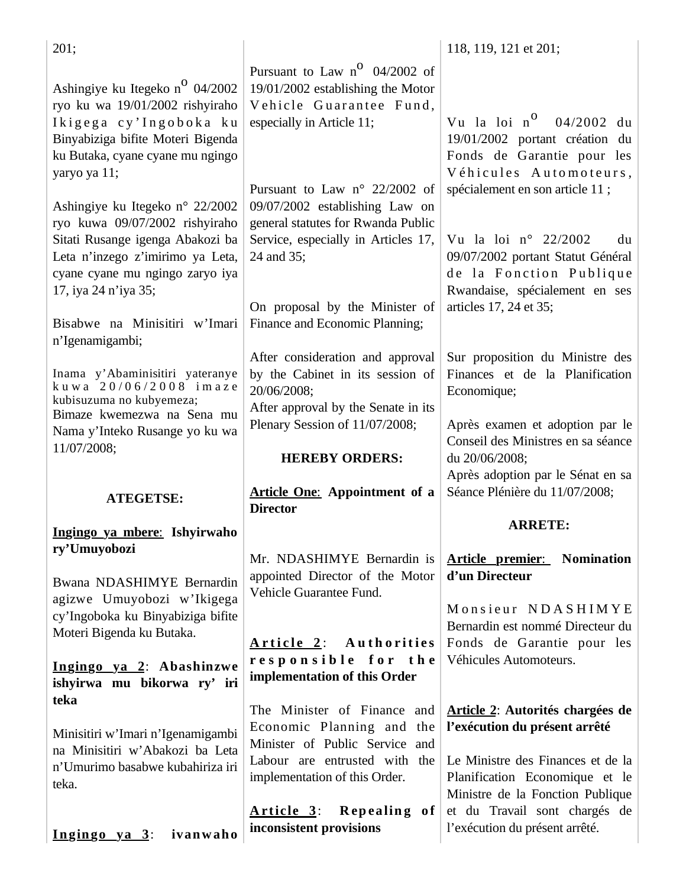201;

Ashingiye ku Itegeko n° 04/2002 ryo ku wa 19/01/2002 rishyiraho Ikigega cy'Ingoboka ku Binyabiziga bifite Moteri Bigenda ku Butaka, cyane cyane mu ngingo yaryo ya 11;

Ashingiye ku Itegeko n° 22/2002 ryo kuwa 09/07/2002 rishyiraho Sitati Rusange igenga Abakozi ba Leta n'inzego z'imirimo ya Leta, cyane cyane mu ngingo zaryo iya 17, iya 24 n'iya 35;

Bisabwe na Minisitiri w'Imari n'Igenamigambi;

Inama y'Abaminisitiri yateranye kuwa 20/06/2008 imaze kubisuzuma no kubyemeza;
Bimaze kwemezwa na Sena mu Nama y'Inteko Rusange yo ku wa 11/07/2008;

**ATEGETSE:**

**<u>Ingingo ya mbere</u>: Ishyirwaho ry'Umuyobozi**

Bwana NDASHIMYE Bernardin agizwe Umuyobozi w'Ikigega cy'Ingoboka ku Binyabiziga bifite Moteri Bigenda ku Butaka.

**<u>Ingingo ya 2</u>: Abashinzwe ishyirwa mu bikorwa ry' iri teka**

Minisitiri w'Imari n'Igenamigambi na Minisitiri w'Abakozi ba Leta n'Umurimo basabwe kubahiriza iri teka.

**<u>Ingingo ya 3</u>: ivanwaho**

Pursuant to Law n° 04/2002 of 19/01/2002 establishing the Motor Vehicle Guarantee Fund, especially in Article 11;

Pursuant to Law n° 22/2002 of 09/07/2002 establishing Law on general statutes for Rwanda Public Service, especially in Articles 17, 24 and 35;

On proposal by the Minister of Finance and Economic Planning;

After consideration and approval by the Cabinet in its session of 20/06/2008;
After approval by the Senate in its Plenary Session of 11/07/2008;

**HEREBY ORDERS:**

**<u>Article One</u>: Appointment of a Director**

Mr. NDASHIMYE Bernardin is appointed Director of the Motor Vehicle Guarantee Fund.

**<u>Article 2</u>: Authorities responsible for the implementation of this Order**

The Minister of Finance and Economic Planning and the Minister of Public Service and Labour are entrusted with the implementation of this Order.

**<u>Article 3</u>: Repealing of inconsistent provisions**

118, 119, 121 et 201;

Vu la loi n° 04/2002 du 19/01/2002 portant création du Fonds de Garantie pour les Véhicules Automoteurs, spécialement en son article 11 ;

Vu la loi n° 22/2002 du 09/07/2002 portant Statut Général de la Fonction Publique Rwandaise, spécialement en ses articles 17, 24 et 35;

Sur proposition du Ministre des Finances et de la Planification Economique;

Après examen et adoption par le Conseil des Ministres en sa séance du 20/06/2008;
Après adoption par le Sénat en sa Séance Plénière du 11/07/2008;

**ARRETE:**

**<u>Article premier</u>: Nomination d'un Directeur**

Monsieur NDASHIMYE Bernardin est nommé Directeur du Fonds de Garantie pour les Véhicules Automoteurs.

**<u>Article 2</u>: Autorités chargées de l'exécution du présent arrêté**

Le Ministre des Finances et de la Planification Economique et le Ministre de la Fonction Publique et du Travail sont chargés de l'exécution du présent arrêté.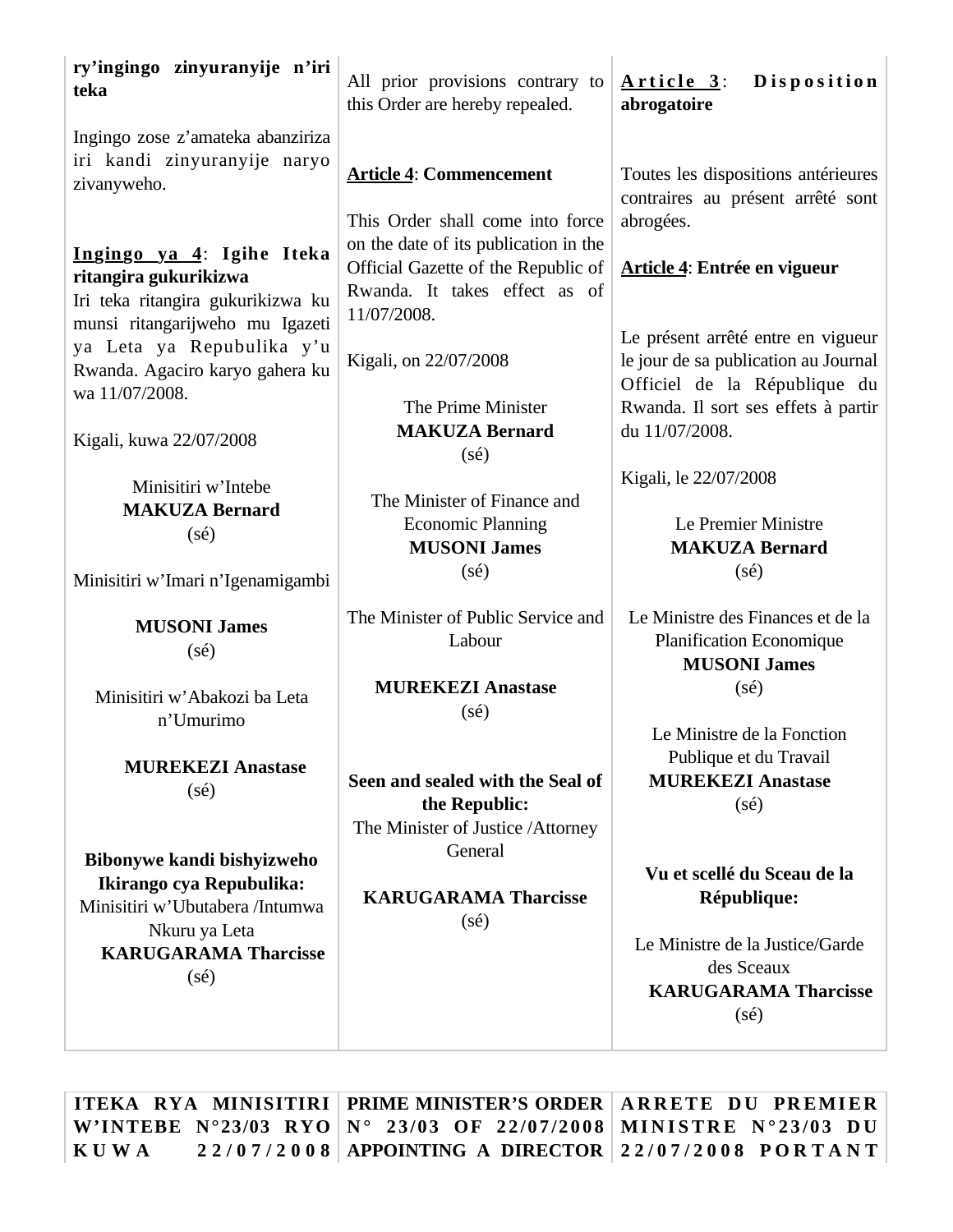**ry'ingingo zinyuranyije n'iri teka**

Ingingo zose z'amateka abanziriza iri kandi zinyuranyije naryo zivanyweho.

**Ingingo ya 4: Igihe Iteka ritangira gukurikizwa**

Iri teka ritangira gukurikizwa ku munsi ritangarijweho mu Igazeti ya Leta ya Repubulika y'u Rwanda. Agaciro karyo gahera ku wa 11/07/2008.

Kigali, kuwa 22/07/2008

Minisitiri w'Intebe
**MAKUZA Bernard**
(sé)

Minisitiri w'Imari n'Igenamigambi

**MUSONI James**
(sé)

Minisitiri w'Abakozi ba Leta n'Umurimo

**MUREKEZI Anastase**
(sé)

**Bibonywe kandi bishyizweho Ikirango cya Repubulika:**
Minisitiri w'Ubutabera /Intumwa Nkuru ya Leta
**KARUGARAMA Tharcisse**
(sé)

All prior provisions contrary to this Order are hereby repealed.

**Article 4: Commencement**

This Order shall come into force on the date of its publication in the Official Gazette of the Republic of Rwanda. It takes effect as of 11/07/2008.

Kigali, on 22/07/2008

The Prime Minister
**MAKUZA Bernard**
(sé)

The Minister of Finance and Economic Planning
**MUSONI James**
(sé)

The Minister of Public Service and Labour

**MUREKEZI Anastase**
(sé)

**Seen and sealed with the Seal of the Republic:**
The Minister of Justice /Attorney General

**KARUGARAMA Tharcisse**
(sé)

**Article 3: Disposition abrogatoire**

Toutes les dispositions antérieures contraires au présent arrêté sont abrogées.

**Article 4: Entrée en vigueur**

Le présent arrêté entre en vigueur le jour de sa publication au Journal Officiel de la République du Rwanda. Il sort ses effets à partir du 11/07/2008.

Kigali, le 22/07/2008

Le Premier Ministre
**MAKUZA Bernard**
(sé)

Le Ministre des Finances et de la Planification Economique
**MUSONI James**
(sé)

Le Ministre de la Fonction Publique et du Travail
**MUREKEZI Anastase**
(sé)

**Vu et scellé du Sceau de la République:**

Le Ministre de la Justice/Garde des Sceaux
**KARUGARAMA Tharcisse**
(sé)

---

**ITEKA RYA MINISITIRI W'INTEBE N°23/03 RYO KUWA 22/07/2008**

**PRIME MINISTER'S ORDER N° 23/03 OF 22/07/2008 APPOINTING A DIRECTOR**

**ARRETE DU PREMIER MINISTRE N°23/03 DU 22/07/2008 PORTANT**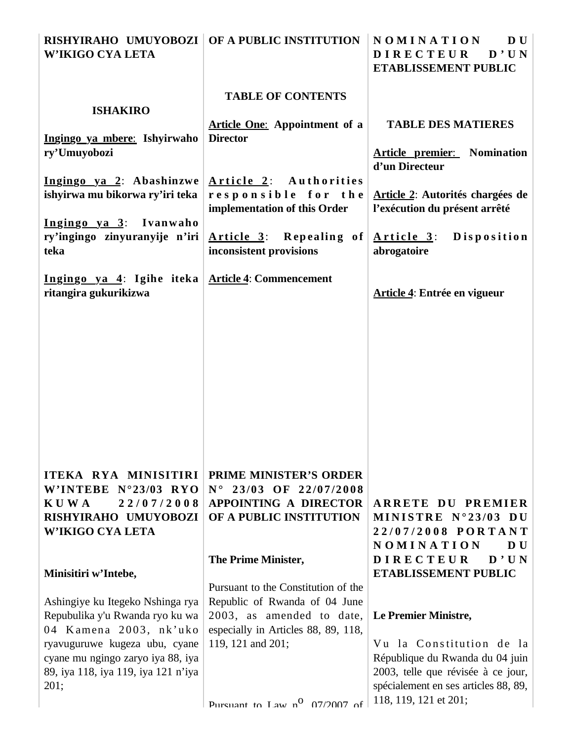**RISHYIRAHO UMUYOBOZI W'IKIGO CYA LETA**

**ISHAKIRO**

**Ingingo ya mbere: Ishyirwaho ry'Umuyobozi**

**Ingingo ya 2: Abashinzwe ishyirwa mu bikorwa ry'iri teka**

**Ingingo ya 3: Ivanwaho ry'ingingo zinyuranyije n'iri teka**

**Ingingo ya 4: Igihe iteka ritangira gukurikizwa**

**OF A PUBLIC INSTITUTION**

**TABLE OF CONTENTS**

**Article One: Appointment of a Director**

**Article 2: Authorities responsible for the implementation of this Order**

**Article 3: Repealing of inconsistent provisions**

**Article 4: Commencement**

**NOMINATION DU DIRECTEUR D'UN ETABLISSEMENT PUBLIC**

**TABLE DES MATIERES**

**Article premier: Nomination d'un Directeur**

**Article 2: Autorités chargées de l'exécution du présent arrêté**

**Article 3: Disposition abrogatoire**

**Article 4: Entrée en vigueur**

**ITEKA RYA MINISITIRI W'INTEBE N°23/03 RYO KUWA 22/07/2008 RISHYIRAHO UMUYOBOZI W'IKIGO CYA LETA**

**Minisitiri w'Intebe,**

Ashingiye ku Itegeko Nshinga rya Repubulika y'u Rwanda ryo ku wa 04 Kamena 2003, nk'uko ryavuguruwe kugeza ubu, cyane cyane mu ngingo zaryo iya 88, iya 89, iya 118, iya 119, iya 121 n'iya 201;

**PRIME MINISTER'S ORDER N° 23/03 OF 22/07/2008 APPOINTING A DIRECTOR OF A PUBLIC INSTITUTION**

**The Prime Minister,**

Pursuant to the Constitution of the Republic of Rwanda of 04 June 2003, as amended to date, especially in Articles 88, 89, 118, 119, 121 and 201;

Pursuant to Law n° 07/2007 of

**ARRETE DU PREMIER MINISTRE N°23/03 DU 22/07/2008 PORTANT NOMINATION DU DIRECTEUR D'UN ETABLISSEMENT PUBLIC**

**Le Premier Ministre,**

Vu la Constitution de la République du Rwanda du 04 juin 2003, telle que révisée à ce jour, spécialement en ses articles 88, 89, 118, 119, 121 et 201;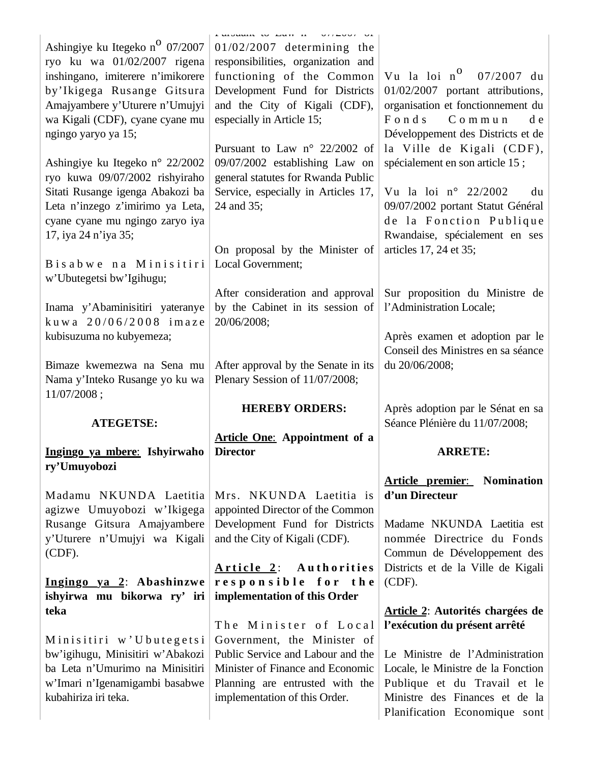Ashingiye ku Itegeko n° 07/2007 ryo ku wa 01/02/2007 rigena inshingano, imiterere n'imikorere by'Ikigega Rusange Gitsura Amajyambere y'Uturere n'Umujyi wa Kigali (CDF), cyane cyane mu ngingo yaryo ya 15;

Ashingiye ku Itegeko n° 22/2002 ryo kuwa 09/07/2002 rishyiraho Sitati Rusange igenga Abakozi ba Leta n'inzego z'imirimo ya Leta, cyane cyane mu ngingo zaryo iya 17, iya 24 n'iya 35;

Bisabwe na Minisitiri w'Ubutegetsi bw'Igihugu;

Inama y'Abaminisitiri yateranye kuwa 20/06/2008 imaze kubisuzuma no kubyemeza;

Bimaze kwemezwa na Sena mu Nama y'Inteko Rusange yo ku wa 11/07/2008 ;

**ATEGETSE:**

**Ingingo ya mbere: Ishyirwaho ry'Umuyobozi**

Madamu NKUNDA Laetitia agizwe Umuyobozi w'Ikigega Rusange Gitsura Amajyambere y'Uturere n'Umujyi wa Kigali (CDF).

**Ingingo ya 2: Abashinzwe ishyirwa mu bikorwa ry' iri teka**

Minisitiri w'Ubutegetsi bw'igihugu, Minisitiri w'Abakozi ba Leta n'Umurimo na Minisitiri w'Imari n'Igenamigambi basabwe kubahiriza iri teka.

Pursuant to Law n° 07/2007 of 01/02/2007 determining the responsibilities, organization and functioning of the Common Development Fund for Districts and the City of Kigali (CDF), especially in Article 15;

Pursuant to Law n° 22/2002 of 09/07/2002 establishing Law on general statutes for Rwanda Public Service, especially in Articles 17, 24 and 35;

On proposal by the Minister of Local Government;

After consideration and approval by the Cabinet in its session of 20/06/2008;

After approval by the Senate in its Plenary Session of 11/07/2008;

**HEREBY ORDERS:**

**Article One: Appointment of a Director**

Mrs. NKUNDA Laetitia is appointed Director of the Common Development Fund for Districts and the City of Kigali (CDF).

**Article 2: Authorities responsible for the implementation of this Order**

The Minister of Local Government, the Minister of Public Service and Labour and the Minister of Finance and Economic Planning are entrusted with the implementation of this Order.

Vu la loi n° 07/2007 du 01/02/2007 portant attributions, organisation et fonctionnement du Fonds Commun de Développement des Districts et de la Ville de Kigali (CDF), spécialement en son article 15 ;

Vu la loi n° 22/2002 du 09/07/2002 portant Statut Général de la Fonction Publique Rwandaise, spécialement en ses articles 17, 24 et 35;

Sur proposition du Ministre de l'Administration Locale;

Après examen et adoption par le Conseil des Ministres en sa séance du 20/06/2008;

Après adoption par le Sénat en sa Séance Plénière du 11/07/2008;

**ARRETE:**

**Article premier: Nomination d'un Directeur**

Madame NKUNDA Laetitia est nommée Directrice du Fonds Commun de Développement des Districts et de la Ville de Kigali (CDF).

**Article 2: Autorités chargées de l'exécution du présent arrêté**

Le Ministre de l'Administration Locale, le Ministre de la Fonction Publique et du Travail et le Ministre des Finances et de la Planification Economique sont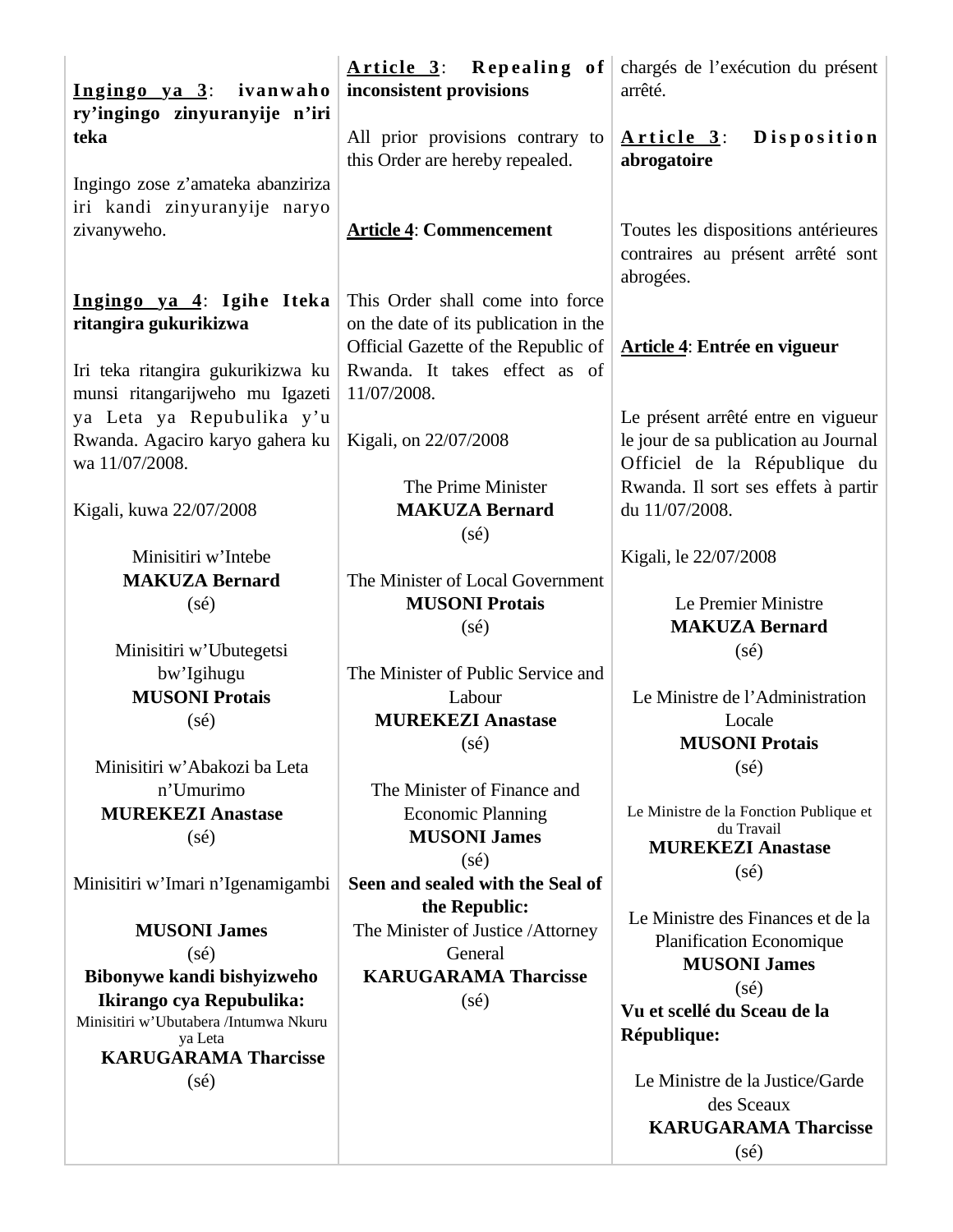**Ingingo ya 3: ivanwaho ry'ingingo zinyuranyije n'iri teka**

Ingingo zose z'amateka abanziriza iri kandi zinyuranyije naryo zivanyweho.

**Ingingo ya 4: Igihe Iteka ritangira gukurikizwa**

Iri teka ritangira gukurikizwa ku munsi ritangarijweho mu Igazeti ya Leta ya Repubulika y'u Rwanda. Agaciro karyo gahera ku wa 11/07/2008.

Kigali, kuwa 22/07/2008

Minisitiri w'Intebe
**MAKUZA Bernard**
(sé)

Minisitiri w'Ubutegetsi bw'Igihugu
**MUSONI Protais**
(sé)

Minisitiri w'Abakozi ba Leta n'Umurimo
**MUREKEZI Anastase**
(sé)

Minisitiri w'Imari n'Igenamigambi
**MUSONI James**
(sé)

**Bibonywe kandi bishyizweho Ikirango cya Repubulika:**
Minisitiri w'Ubutabera /Intumwa Nkuru ya Leta
**KARUGARAMA Tharcisse**
(sé)

**Article 3: Repealing of inconsistent provisions**

All prior provisions contrary to this Order are hereby repealed.

**Article 4: Commencement**

This Order shall come into force on the date of its publication in the Official Gazette of the Republic of Rwanda. It takes effect as of 11/07/2008.

Kigali, on 22/07/2008

The Prime Minister
**MAKUZA Bernard**
(sé)

The Minister of Local Government
**MUSONI Protais**
(sé)

The Minister of Public Service and Labour
**MUREKEZI Anastase**
(sé)

The Minister of Finance and Economic Planning
**MUSONI James**
(sé)

**Seen and sealed with the Seal of the Republic:**
The Minister of Justice /Attorney General
**KARUGARAMA Tharcisse**
(sé)

chargés de l'exécution du présent arrêté.

**Article 3: Disposition abrogatoire**

Toutes les dispositions antérieures contraires au présent arrêté sont abrogées.

**Article 4: Entrée en vigueur**

Le présent arrêté entre en vigueur le jour de sa publication au Journal Officiel de la République du Rwanda. Il sort ses effets à partir du 11/07/2008.

Kigali, le 22/07/2008

Le Premier Ministre
**MAKUZA Bernard**
(sé)

Le Ministre de l'Administration Locale
**MUSONI Protais**
(sé)

Le Ministre de la Fonction Publique et du Travail
**MUREKEZI Anastase**
(sé)

Le Ministre des Finances et de la Planification Economique
**MUSONI James**
(sé)

**Vu et scellé du Sceau de la République:**

Le Ministre de la Justice/Garde des Sceaux
**KARUGARAMA Tharcisse**
(sé)